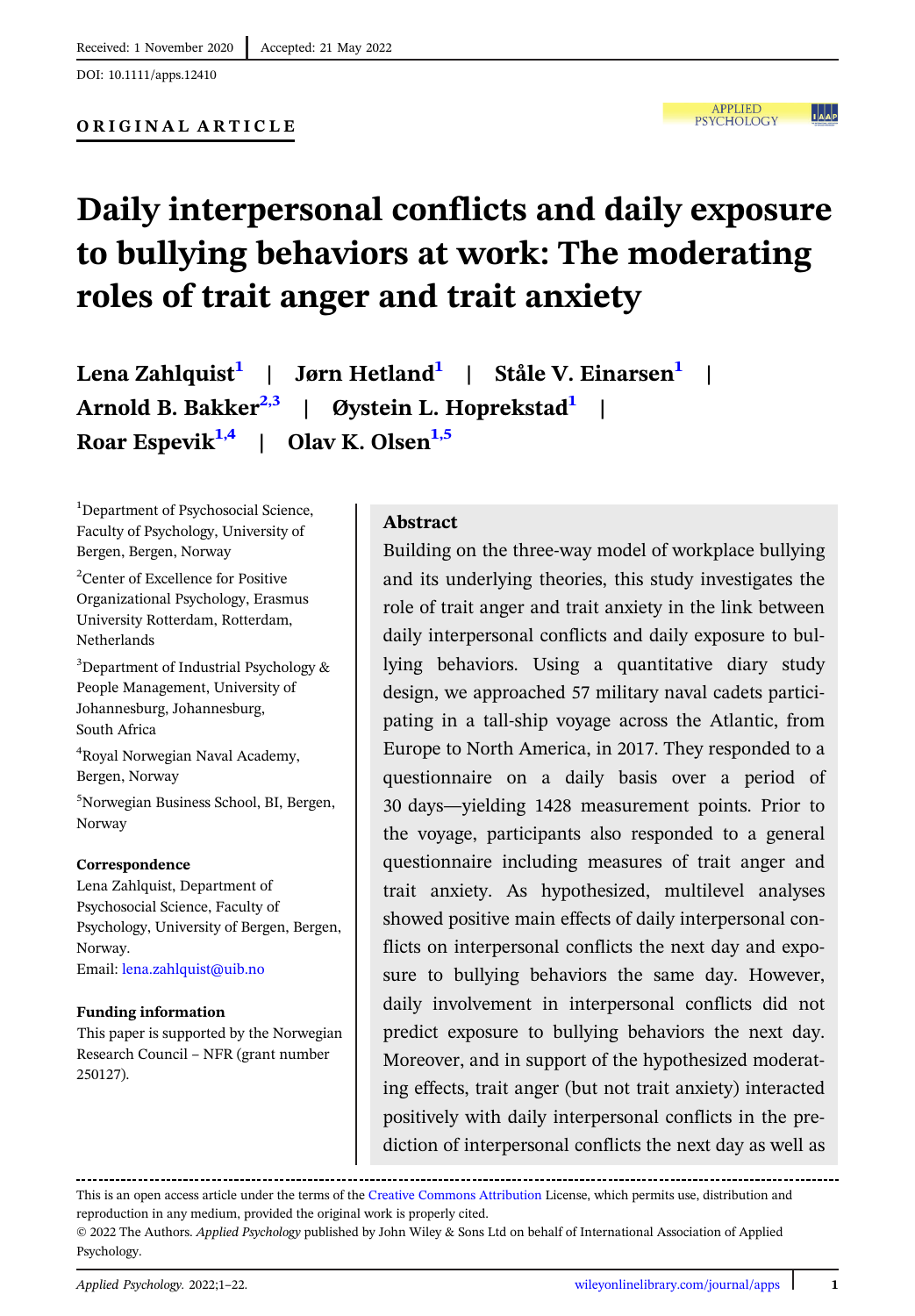Received: 1 November 2020 | Accepted: 21 May 2022

DOI: 10.1111/apps.12410

ORIGINAL ARTICLE

# Daily interpersonal conflicts and daily exposure to bullying behaviors at work: The moderating roles of trait anger and trait anxiety

**Lena Zahlquist**[1] | **Jørn Hetland**[1] | **Ståle V. Einarsen**[1] | **Arnold B. Bakker**[2,3] | **Øystein L. Hoprekstad**[1] | **Roar Espevik**[1,4] | **Olav K. Olsen**[1,5]

[1]Department of Psychosocial Science, Faculty of Psychology, University of Bergen, Bergen, Norway

[2]Center of Excellence for Positive Organizational Psychology, Erasmus University Rotterdam, Rotterdam, Netherlands

[3]Department of Industrial Psychology & People Management, University of Johannesburg, Johannesburg, South Africa

[4]Royal Norwegian Naval Academy, Bergen, Norway

[5]Norwegian Business School, BI, Bergen, Norway

**Correspondence**

Lena Zahlquist, Department of Psychosocial Science, Faculty of Psychology, University of Bergen, Bergen, Norway.

Email: lena.zahlquist@uib.no

**Funding information**

This paper is supported by the Norwegian Research Council – NFR (grant number 250127).

## Abstract

Building on the three-way model of workplace bullying and its underlying theories, this study investigates the role of trait anger and trait anxiety in the link between daily interpersonal conflicts and daily exposure to bullying behaviors. Using a quantitative diary study design, we approached 57 military naval cadets participating in a tall-ship voyage across the Atlantic, from Europe to North America, in 2017. They responded to a questionnaire on a daily basis over a period of 30 days—yielding 1428 measurement points. Prior to the voyage, participants also responded to a general questionnaire including measures of trait anger and trait anxiety. As hypothesized, multilevel analyses showed positive main effects of daily interpersonal conflicts on interpersonal conflicts the next day and exposure to bullying behaviors the same day. However, daily involvement in interpersonal conflicts did not predict exposure to bullying behaviors the next day. Moreover, and in support of the hypothesized moderating effects, trait anger (but not trait anxiety) interacted positively with daily interpersonal conflicts in the prediction of interpersonal conflicts the next day as well as

---

This is an open access article under the terms of the Creative Commons Attribution License, which permits use, distribution and reproduction in any medium, provided the original work is properly cited.

© 2022 The Authors. *Applied Psychology* published by John Wiley & Sons Ltd on behalf of International Association of Applied Psychology.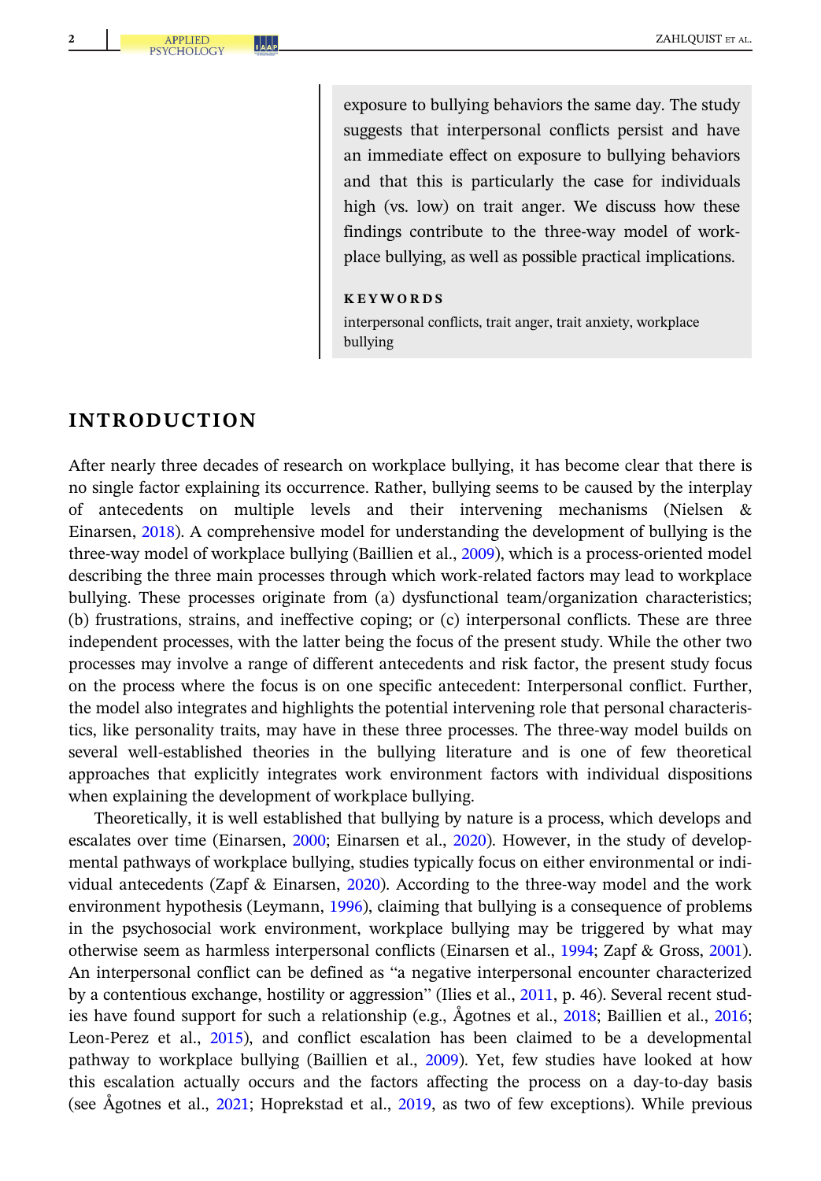exposure to bullying behaviors the same day. The study suggests that interpersonal conflicts persist and have an immediate effect on exposure to bullying behaviors and that this is particularly the case for individuals high (vs. low) on trait anger. We discuss how these findings contribute to the three-way model of workplace bullying, as well as possible practical implications.

**KEYWORDS**

interpersonal conflicts, trait anger, trait anxiety, workplace bullying

## INTRODUCTION

After nearly three decades of research on workplace bullying, it has become clear that there is no single factor explaining its occurrence. Rather, bullying seems to be caused by the interplay of antecedents on multiple levels and their intervening mechanisms (Nielsen & Einarsen, 2018). A comprehensive model for understanding the development of bullying is the three-way model of workplace bullying (Baillien et al., 2009), which is a process-oriented model describing the three main processes through which work-related factors may lead to workplace bullying. These processes originate from (a) dysfunctional team/organization characteristics; (b) frustrations, strains, and ineffective coping; or (c) interpersonal conflicts. These are three independent processes, with the latter being the focus of the present study. While the other two processes may involve a range of different antecedents and risk factor, the present study focus on the process where the focus is on one specific antecedent: Interpersonal conflict. Further, the model also integrates and highlights the potential intervening role that personal characteristics, like personality traits, may have in these three processes. The three-way model builds on several well-established theories in the bullying literature and is one of few theoretical approaches that explicitly integrates work environment factors with individual dispositions when explaining the development of workplace bullying.

Theoretically, it is well established that bullying by nature is a process, which develops and escalates over time (Einarsen, 2000; Einarsen et al., 2020). However, in the study of developmental pathways of workplace bullying, studies typically focus on either environmental or individual antecedents (Zapf & Einarsen, 2020). According to the three-way model and the work environment hypothesis (Leymann, 1996), claiming that bullying is a consequence of problems in the psychosocial work environment, workplace bullying may be triggered by what may otherwise seem as harmless interpersonal conflicts (Einarsen et al., 1994; Zapf & Gross, 2001). An interpersonal conflict can be defined as "a negative interpersonal encounter characterized by a contentious exchange, hostility or aggression" (Ilies et al., 2011, p. 46). Several recent studies have found support for such a relationship (e.g., Ågotnes et al., 2018; Baillien et al., 2016; Leon-Perez et al., 2015), and conflict escalation has been claimed to be a developmental pathway to workplace bullying (Baillien et al., 2009). Yet, few studies have looked at how this escalation actually occurs and the factors affecting the process on a day-to-day basis (see Ågotnes et al., 2021; Hoprekstad et al., 2019, as two of few exceptions). While previous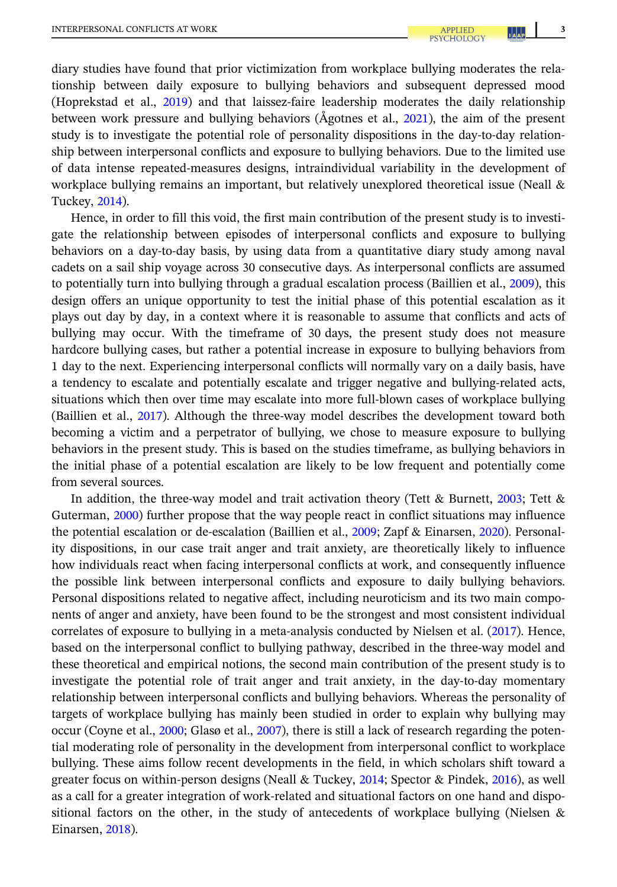diary studies have found that prior victimization from workplace bullying moderates the relationship between daily exposure to bullying behaviors and subsequent depressed mood (Hoprekstad et al., 2019) and that laissez-faire leadership moderates the daily relationship between work pressure and bullying behaviors (Ågotnes et al., 2021), the aim of the present study is to investigate the potential role of personality dispositions in the day-to-day relationship between interpersonal conflicts and exposure to bullying behaviors. Due to the limited use of data intense repeated-measures designs, intraindividual variability in the development of workplace bullying remains an important, but relatively unexplored theoretical issue (Neall & Tuckey, 2014).

Hence, in order to fill this void, the first main contribution of the present study is to investigate the relationship between episodes of interpersonal conflicts and exposure to bullying behaviors on a day-to-day basis, by using data from a quantitative diary study among naval cadets on a sail ship voyage across 30 consecutive days. As interpersonal conflicts are assumed to potentially turn into bullying through a gradual escalation process (Baillien et al., 2009), this design offers an unique opportunity to test the initial phase of this potential escalation as it plays out day by day, in a context where it is reasonable to assume that conflicts and acts of bullying may occur. With the timeframe of 30 days, the present study does not measure hardcore bullying cases, but rather a potential increase in exposure to bullying behaviors from 1 day to the next. Experiencing interpersonal conflicts will normally vary on a daily basis, have a tendency to escalate and potentially escalate and trigger negative and bullying-related acts, situations which then over time may escalate into more full-blown cases of workplace bullying (Baillien et al., 2017). Although the three-way model describes the development toward both becoming a victim and a perpetrator of bullying, we chose to measure exposure to bullying behaviors in the present study. This is based on the studies timeframe, as bullying behaviors in the initial phase of a potential escalation are likely to be low frequent and potentially come from several sources.

In addition, the three-way model and trait activation theory (Tett & Burnett, 2003; Tett & Guterman, 2000) further propose that the way people react in conflict situations may influence the potential escalation or de-escalation (Baillien et al., 2009; Zapf & Einarsen, 2020). Personality dispositions, in our case trait anger and trait anxiety, are theoretically likely to influence how individuals react when facing interpersonal conflicts at work, and consequently influence the possible link between interpersonal conflicts and exposure to daily bullying behaviors. Personal dispositions related to negative affect, including neuroticism and its two main components of anger and anxiety, have been found to be the strongest and most consistent individual correlates of exposure to bullying in a meta-analysis conducted by Nielsen et al. (2017). Hence, based on the interpersonal conflict to bullying pathway, described in the three-way model and these theoretical and empirical notions, the second main contribution of the present study is to investigate the potential role of trait anger and trait anxiety, in the day-to-day momentary relationship between interpersonal conflicts and bullying behaviors. Whereas the personality of targets of workplace bullying has mainly been studied in order to explain why bullying may occur (Coyne et al., 2000; Glasø et al., 2007), there is still a lack of research regarding the potential moderating role of personality in the development from interpersonal conflict to workplace bullying. These aims follow recent developments in the field, in which scholars shift toward a greater focus on within-person designs (Neall & Tuckey, 2014; Spector & Pindek, 2016), as well as a call for a greater integration of work-related and situational factors on one hand and dispositional factors on the other, in the study of antecedents of workplace bullying (Nielsen & Einarsen, 2018).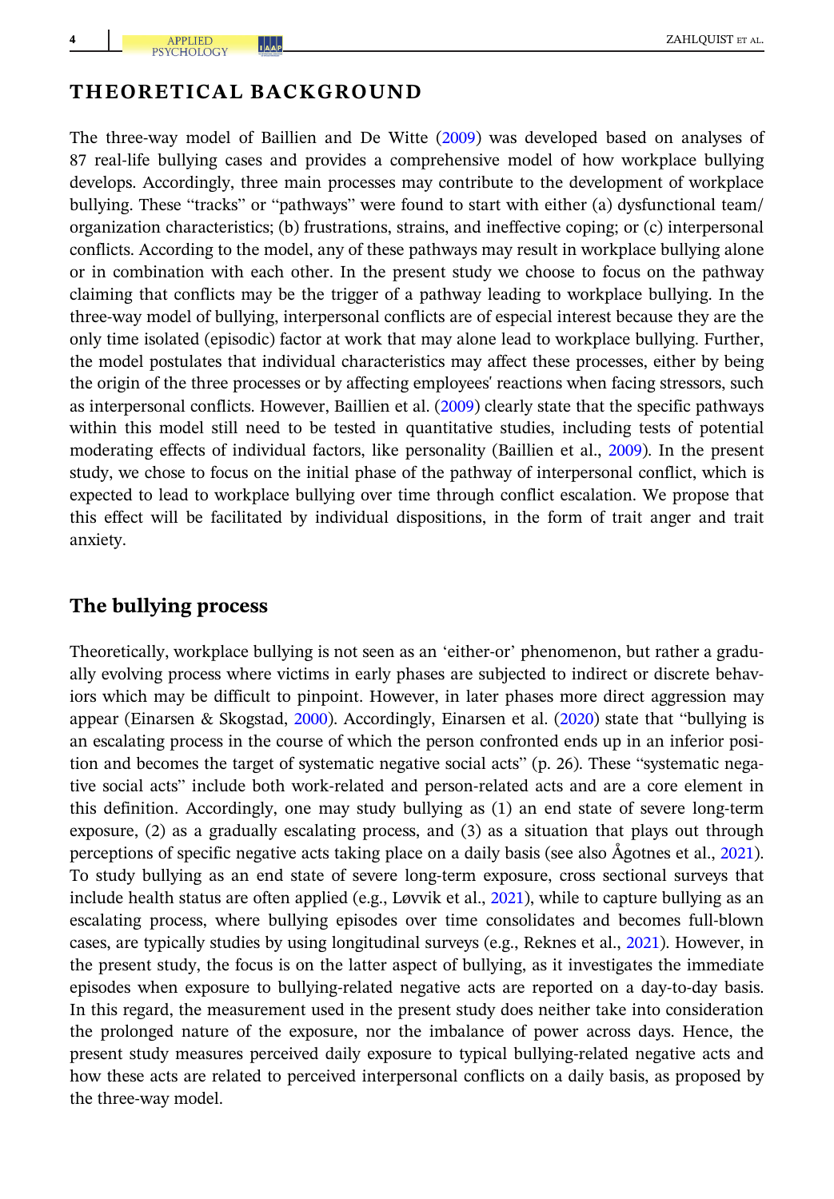# THEORETICAL BACKGROUND

The three-way model of Baillien and De Witte (2009) was developed based on analyses of 87 real-life bullying cases and provides a comprehensive model of how workplace bullying develops. Accordingly, three main processes may contribute to the development of workplace bullying. These "tracks" or "pathways" were found to start with either (a) dysfunctional team/organization characteristics; (b) frustrations, strains, and ineffective coping; or (c) interpersonal conflicts. According to the model, any of these pathways may result in workplace bullying alone or in combination with each other. In the present study we choose to focus on the pathway claiming that conflicts may be the trigger of a pathway leading to workplace bullying. In the three-way model of bullying, interpersonal conflicts are of especial interest because they are the only time isolated (episodic) factor at work that may alone lead to workplace bullying. Further, the model postulates that individual characteristics may affect these processes, either by being the origin of the three processes or by affecting employees' reactions when facing stressors, such as interpersonal conflicts. However, Baillien et al. (2009) clearly state that the specific pathways within this model still need to be tested in quantitative studies, including tests of potential moderating effects of individual factors, like personality (Baillien et al., 2009). In the present study, we chose to focus on the initial phase of the pathway of interpersonal conflict, which is expected to lead to workplace bullying over time through conflict escalation. We propose that this effect will be facilitated by individual dispositions, in the form of trait anger and trait anxiety.

## The bullying process

Theoretically, workplace bullying is not seen as an 'either-or' phenomenon, but rather a gradually evolving process where victims in early phases are subjected to indirect or discrete behaviors which may be difficult to pinpoint. However, in later phases more direct aggression may appear (Einarsen & Skogstad, 2000). Accordingly, Einarsen et al. (2020) state that "bullying is an escalating process in the course of which the person confronted ends up in an inferior position and becomes the target of systematic negative social acts" (p. 26). These "systematic negative social acts" include both work-related and person-related acts and are a core element in this definition. Accordingly, one may study bullying as (1) an end state of severe long-term exposure, (2) as a gradually escalating process, and (3) as a situation that plays out through perceptions of specific negative acts taking place on a daily basis (see also Ågotnes et al., 2021). To study bullying as an end state of severe long-term exposure, cross sectional surveys that include health status are often applied (e.g., Løvvik et al., 2021), while to capture bullying as an escalating process, where bullying episodes over time consolidates and becomes full-blown cases, are typically studies by using longitudinal surveys (e.g., Reknes et al., 2021). However, in the present study, the focus is on the latter aspect of bullying, as it investigates the immediate episodes when exposure to bullying-related negative acts are reported on a day-to-day basis. In this regard, the measurement used in the present study does neither take into consideration the prolonged nature of the exposure, nor the imbalance of power across days. Hence, the present study measures perceived daily exposure to typical bullying-related negative acts and how these acts are related to perceived interpersonal conflicts on a daily basis, as proposed by the three-way model.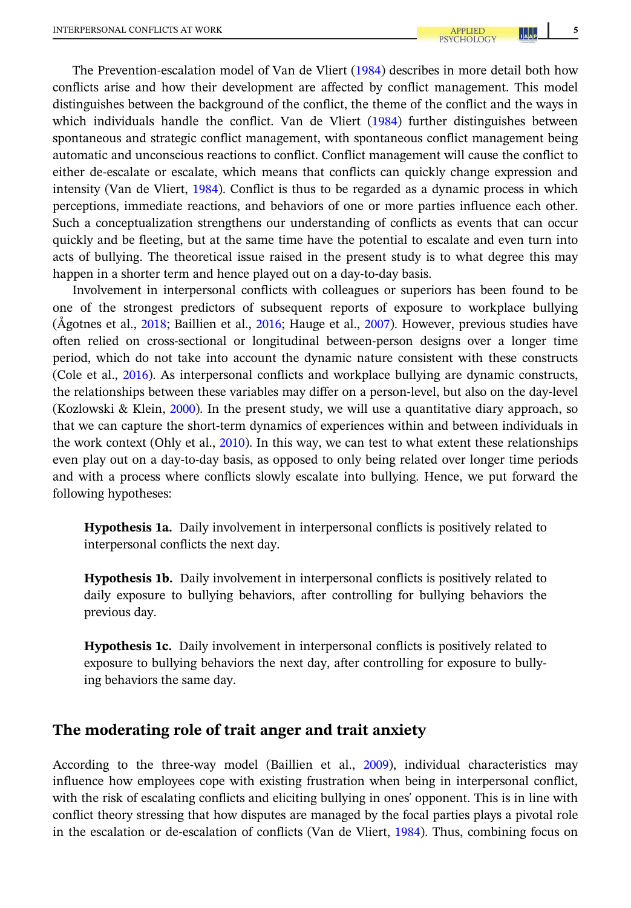The Prevention-escalation model of Van de Vliert (1984) describes in more detail both how conflicts arise and how their development are affected by conflict management. This model distinguishes between the background of the conflict, the theme of the conflict and the ways in which individuals handle the conflict. Van de Vliert (1984) further distinguishes between spontaneous and strategic conflict management, with spontaneous conflict management being automatic and unconscious reactions to conflict. Conflict management will cause the conflict to either de-escalate or escalate, which means that conflicts can quickly change expression and intensity (Van de Vliert, 1984). Conflict is thus to be regarded as a dynamic process in which perceptions, immediate reactions, and behaviors of one or more parties influence each other. Such a conceptualization strengthens our understanding of conflicts as events that can occur quickly and be fleeting, but at the same time have the potential to escalate and even turn into acts of bullying. The theoretical issue raised in the present study is to what degree this may happen in a shorter term and hence played out on a day-to-day basis.

Involvement in interpersonal conflicts with colleagues or superiors has been found to be one of the strongest predictors of subsequent reports of exposure to workplace bullying (Ågotnes et al., 2018; Baillien et al., 2016; Hauge et al., 2007). However, previous studies have often relied on cross-sectional or longitudinal between-person designs over a longer time period, which do not take into account the dynamic nature consistent with these constructs (Cole et al., 2016). As interpersonal conflicts and workplace bullying are dynamic constructs, the relationships between these variables may differ on a person-level, but also on the day-level (Kozlowski & Klein, 2000). In the present study, we will use a quantitative diary approach, so that we can capture the short-term dynamics of experiences within and between individuals in the work context (Ohly et al., 2010). In this way, we can test to what extent these relationships even play out on a day-to-day basis, as opposed to only being related over longer time periods and with a process where conflicts slowly escalate into bullying. Hence, we put forward the following hypotheses:

**Hypothesis 1a.** Daily involvement in interpersonal conflicts is positively related to interpersonal conflicts the next day.

**Hypothesis 1b.** Daily involvement in interpersonal conflicts is positively related to daily exposure to bullying behaviors, after controlling for bullying behaviors the previous day.

**Hypothesis 1c.** Daily involvement in interpersonal conflicts is positively related to exposure to bullying behaviors the next day, after controlling for exposure to bullying behaviors the same day.

## The moderating role of trait anger and trait anxiety

According to the three-way model (Baillien et al., 2009), individual characteristics may influence how employees cope with existing frustration when being in interpersonal conflict, with the risk of escalating conflicts and eliciting bullying in ones' opponent. This is in line with conflict theory stressing that how disputes are managed by the focal parties plays a pivotal role in the escalation or de-escalation of conflicts (Van de Vliert, 1984). Thus, combining focus on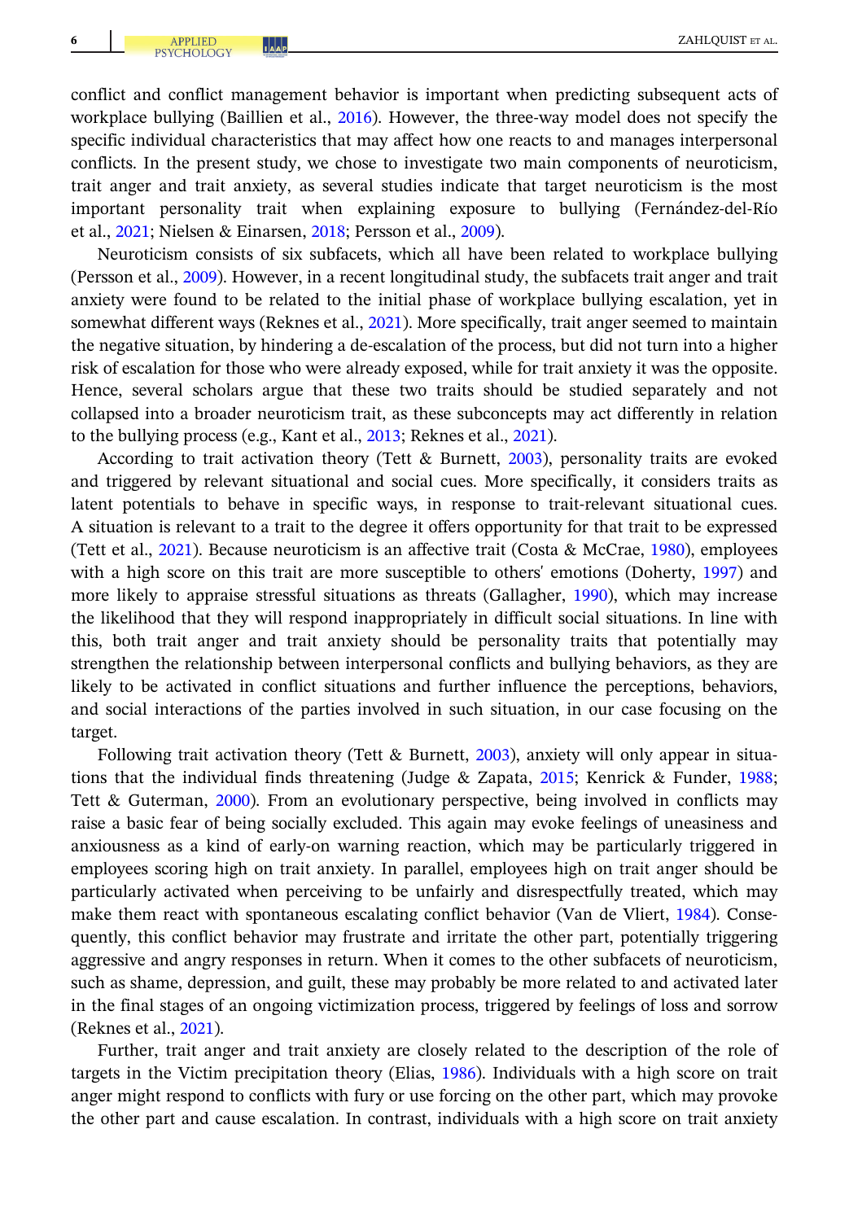conflict and conflict management behavior is important when predicting subsequent acts of workplace bullying (Baillien et al., 2016). However, the three-way model does not specify the specific individual characteristics that may affect how one reacts to and manages interpersonal conflicts. In the present study, we chose to investigate two main components of neuroticism, trait anger and trait anxiety, as several studies indicate that target neuroticism is the most important personality trait when explaining exposure to bullying (Fernández-del-Río et al., 2021; Nielsen & Einarsen, 2018; Persson et al., 2009).

Neuroticism consists of six subfacets, which all have been related to workplace bullying (Persson et al., 2009). However, in a recent longitudinal study, the subfacets trait anger and trait anxiety were found to be related to the initial phase of workplace bullying escalation, yet in somewhat different ways (Reknes et al., 2021). More specifically, trait anger seemed to maintain the negative situation, by hindering a de-escalation of the process, but did not turn into a higher risk of escalation for those who were already exposed, while for trait anxiety it was the opposite. Hence, several scholars argue that these two traits should be studied separately and not collapsed into a broader neuroticism trait, as these subconcepts may act differently in relation to the bullying process (e.g., Kant et al., 2013; Reknes et al., 2021).

According to trait activation theory (Tett & Burnett, 2003), personality traits are evoked and triggered by relevant situational and social cues. More specifically, it considers traits as latent potentials to behave in specific ways, in response to trait-relevant situational cues. A situation is relevant to a trait to the degree it offers opportunity for that trait to be expressed (Tett et al., 2021). Because neuroticism is an affective trait (Costa & McCrae, 1980), employees with a high score on this trait are more susceptible to others' emotions (Doherty, 1997) and more likely to appraise stressful situations as threats (Gallagher, 1990), which may increase the likelihood that they will respond inappropriately in difficult social situations. In line with this, both trait anger and trait anxiety should be personality traits that potentially may strengthen the relationship between interpersonal conflicts and bullying behaviors, as they are likely to be activated in conflict situations and further influence the perceptions, behaviors, and social interactions of the parties involved in such situation, in our case focusing on the target.

Following trait activation theory (Tett & Burnett, 2003), anxiety will only appear in situations that the individual finds threatening (Judge & Zapata, 2015; Kenrick & Funder, 1988; Tett & Guterman, 2000). From an evolutionary perspective, being involved in conflicts may raise a basic fear of being socially excluded. This again may evoke feelings of uneasiness and anxiousness as a kind of early-on warning reaction, which may be particularly triggered in employees scoring high on trait anxiety. In parallel, employees high on trait anger should be particularly activated when perceiving to be unfairly and disrespectfully treated, which may make them react with spontaneous escalating conflict behavior (Van de Vliert, 1984). Consequently, this conflict behavior may frustrate and irritate the other part, potentially triggering aggressive and angry responses in return. When it comes to the other subfacets of neuroticism, such as shame, depression, and guilt, these may probably be more related to and activated later in the final stages of an ongoing victimization process, triggered by feelings of loss and sorrow (Reknes et al., 2021).

Further, trait anger and trait anxiety are closely related to the description of the role of targets in the Victim precipitation theory (Elias, 1986). Individuals with a high score on trait anger might respond to conflicts with fury or use forcing on the other part, which may provoke the other part and cause escalation. In contrast, individuals with a high score on trait anxiety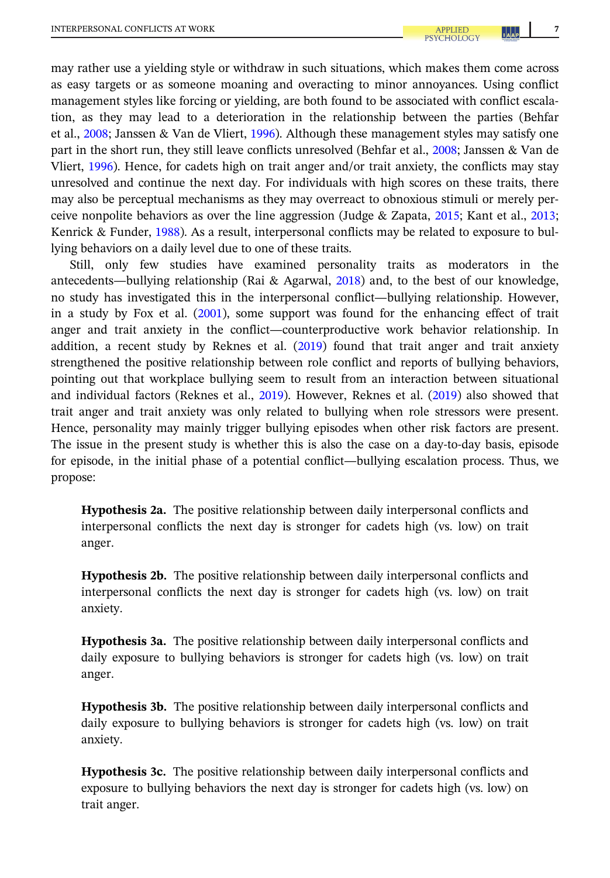may rather use a yielding style or withdraw in such situations, which makes them come across as easy targets or as someone moaning and overacting to minor annoyances. Using conflict management styles like forcing or yielding, are both found to be associated with conflict escalation, as they may lead to a deterioration in the relationship between the parties (Behfar et al., 2008; Janssen & Van de Vliert, 1996). Although these management styles may satisfy one part in the short run, they still leave conflicts unresolved (Behfar et al., 2008; Janssen & Van de Vliert, 1996). Hence, for cadets high on trait anger and/or trait anxiety, the conflicts may stay unresolved and continue the next day. For individuals with high scores on these traits, there may also be perceptual mechanisms as they may overreact to obnoxious stimuli or merely perceive nonpolite behaviors as over the line aggression (Judge & Zapata, 2015; Kant et al., 2013; Kenrick & Funder, 1988). As a result, interpersonal conflicts may be related to exposure to bullying behaviors on a daily level due to one of these traits.

Still, only few studies have examined personality traits as moderators in the antecedents—bullying relationship (Rai & Agarwal, 2018) and, to the best of our knowledge, no study has investigated this in the interpersonal conflict—bullying relationship. However, in a study by Fox et al. (2001), some support was found for the enhancing effect of trait anger and trait anxiety in the conflict—counterproductive work behavior relationship. In addition, a recent study by Reknes et al. (2019) found that trait anger and trait anxiety strengthened the positive relationship between role conflict and reports of bullying behaviors, pointing out that workplace bullying seem to result from an interaction between situational and individual factors (Reknes et al., 2019). However, Reknes et al. (2019) also showed that trait anger and trait anxiety was only related to bullying when role stressors were present. Hence, personality may mainly trigger bullying episodes when other risk factors are present. The issue in the present study is whether this is also the case on a day-to-day basis, episode for episode, in the initial phase of a potential conflict—bullying escalation process. Thus, we propose:

> **Hypothesis 2a.** The positive relationship between daily interpersonal conflicts and interpersonal conflicts the next day is stronger for cadets high (vs. low) on trait anger.

> **Hypothesis 2b.** The positive relationship between daily interpersonal conflicts and interpersonal conflicts the next day is stronger for cadets high (vs. low) on trait anxiety.

> **Hypothesis 3a.** The positive relationship between daily interpersonal conflicts and daily exposure to bullying behaviors is stronger for cadets high (vs. low) on trait anger.

> **Hypothesis 3b.** The positive relationship between daily interpersonal conflicts and daily exposure to bullying behaviors is stronger for cadets high (vs. low) on trait anxiety.

> **Hypothesis 3c.** The positive relationship between daily interpersonal conflicts and exposure to bullying behaviors the next day is stronger for cadets high (vs. low) on trait anger.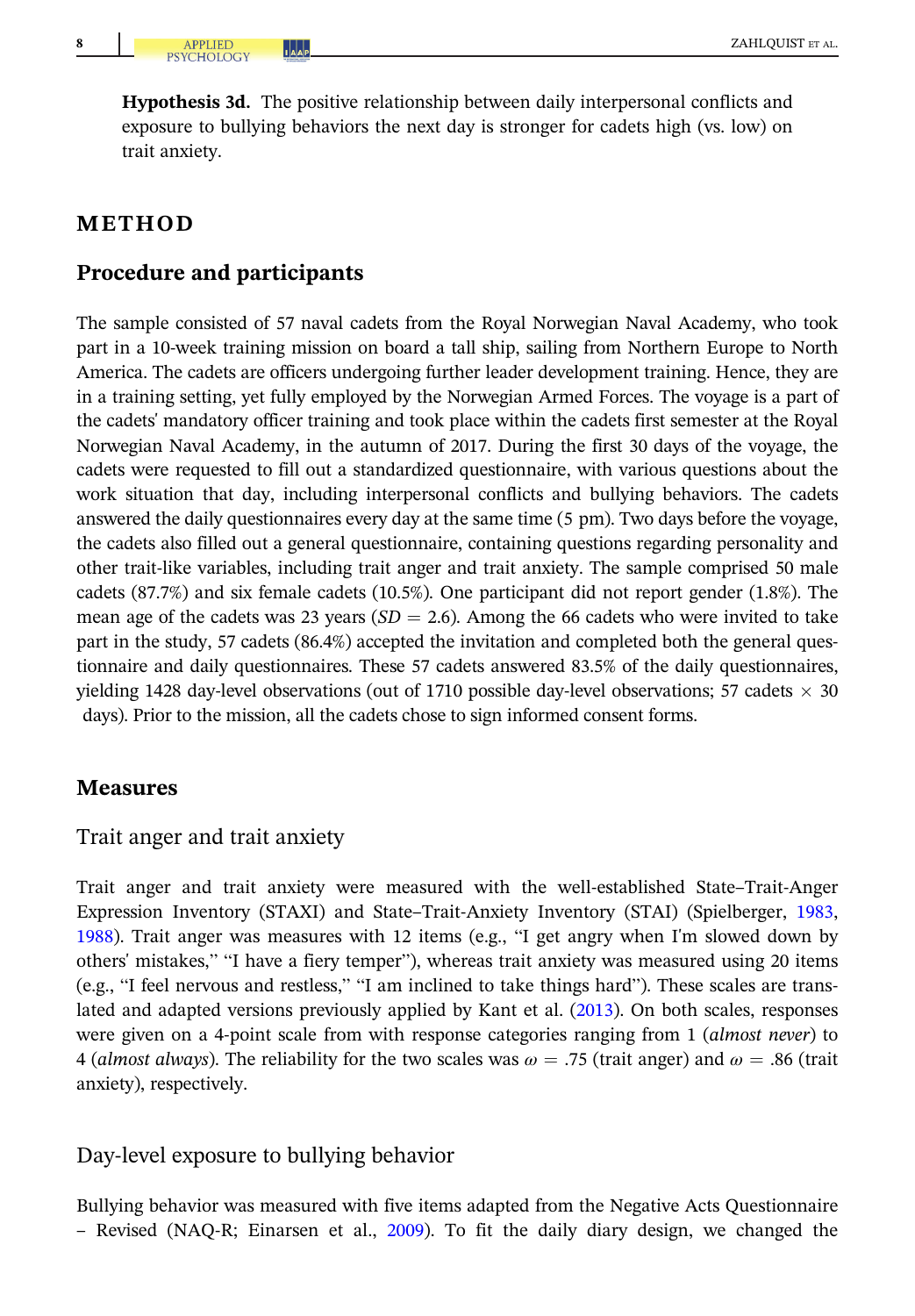**Hypothesis 3d.** The positive relationship between daily interpersonal conflicts and exposure to bullying behaviors the next day is stronger for cadets high (vs. low) on trait anxiety.

# METHOD

## Procedure and participants

The sample consisted of 57 naval cadets from the Royal Norwegian Naval Academy, who took part in a 10-week training mission on board a tall ship, sailing from Northern Europe to North America. The cadets are officers undergoing further leader development training. Hence, they are in a training setting, yet fully employed by the Norwegian Armed Forces. The voyage is a part of the cadets' mandatory officer training and took place within the cadets first semester at the Royal Norwegian Naval Academy, in the autumn of 2017. During the first 30 days of the voyage, the cadets were requested to fill out a standardized questionnaire, with various questions about the work situation that day, including interpersonal conflicts and bullying behaviors. The cadets answered the daily questionnaires every day at the same time (5 pm). Two days before the voyage, the cadets also filled out a general questionnaire, containing questions regarding personality and other trait-like variables, including trait anger and trait anxiety. The sample comprised 50 male cadets (87.7%) and six female cadets (10.5%). One participant did not report gender (1.8%). The mean age of the cadets was 23 years ($SD = 2.6$). Among the 66 cadets who were invited to take part in the study, 57 cadets (86.4%) accepted the invitation and completed both the general questionnaire and daily questionnaires. These 57 cadets answered 83.5% of the daily questionnaires, yielding 1428 day-level observations (out of 1710 possible day-level observations; 57 cadets $\times$ 30 days). Prior to the mission, all the cadets chose to sign informed consent forms.

## Measures

### Trait anger and trait anxiety

Trait anger and trait anxiety were measured with the well-established State–Trait-Anger Expression Inventory (STAXI) and State–Trait-Anxiety Inventory (STAI) (Spielberger, 1983, 1988). Trait anger was measures with 12 items (e.g., "I get angry when I'm slowed down by others' mistakes," "I have a fiery temper"), whereas trait anxiety was measured using 20 items (e.g., "I feel nervous and restless," "I am inclined to take things hard"). These scales are translated and adapted versions previously applied by Kant et al. (2013). On both scales, responses were given on a 4-point scale from with response categories ranging from 1 (*almost never*) to 4 (*almost always*). The reliability for the two scales was $\omega = .75$ (trait anger) and $\omega = .86$ (trait anxiety), respectively.

### Day-level exposure to bullying behavior

Bullying behavior was measured with five items adapted from the Negative Acts Questionnaire – Revised (NAQ-R; Einarsen et al., 2009). To fit the daily diary design, we changed the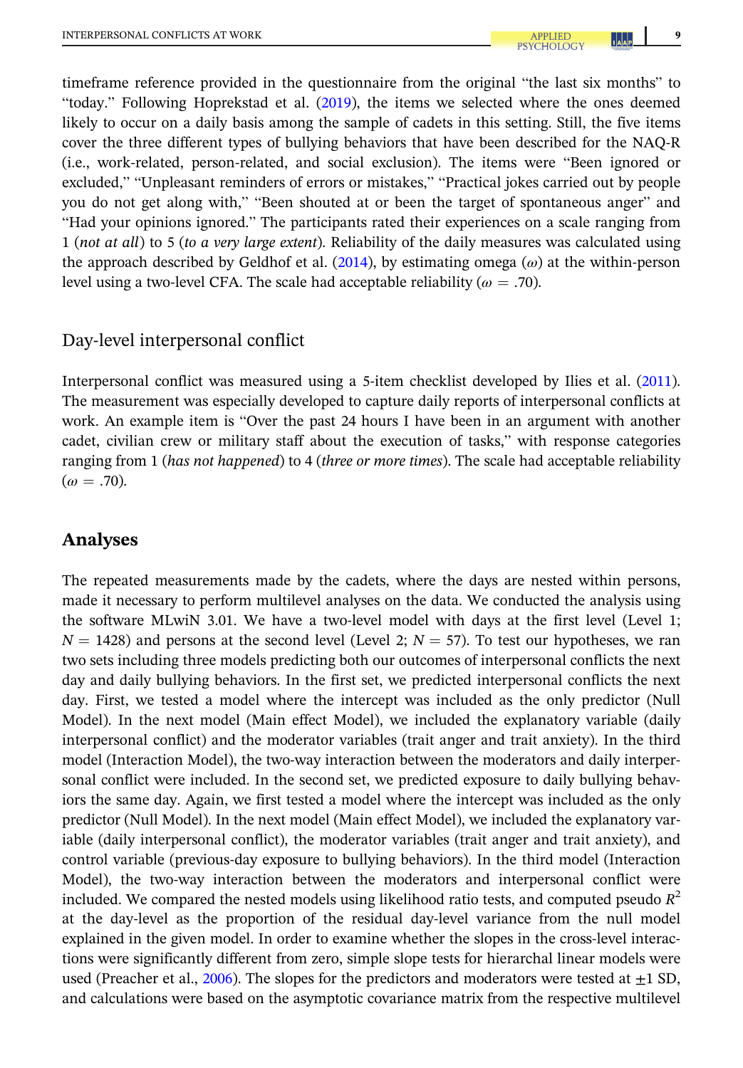timeframe reference provided in the questionnaire from the original "the last six months" to "today." Following Hoprekstad et al. (2019), the items we selected where the ones deemed likely to occur on a daily basis among the sample of cadets in this setting. Still, the five items cover the three different types of bullying behaviors that have been described for the NAQ-R (i.e., work-related, person-related, and social exclusion). The items were "Been ignored or excluded," "Unpleasant reminders of errors or mistakes," "Practical jokes carried out by people you do not get along with," "Been shouted at or been the target of spontaneous anger" and "Had your opinions ignored." The participants rated their experiences on a scale ranging from 1 (*not at all*) to 5 (*to a very large extent*). Reliability of the daily measures was calculated using the approach described by Geldhof et al. (2014), by estimating omega ($\omega$) at the within-person level using a two-level CFA. The scale had acceptable reliability ($\omega$ = .70).

### Day-level interpersonal conflict

Interpersonal conflict was measured using a 5-item checklist developed by Ilies et al. (2011). The measurement was especially developed to capture daily reports of interpersonal conflicts at work. An example item is "Over the past 24 hours I have been in an argument with another cadet, civilian crew or military staff about the execution of tasks," with response categories ranging from 1 (*has not happened*) to 4 (*three or more times*). The scale had acceptable reliability ($\omega$ = .70).

## Analyses

The repeated measurements made by the cadets, where the days are nested within persons, made it necessary to perform multilevel analyses on the data. We conducted the analysis using the software MLwiN 3.01. We have a two-level model with days at the first level (Level 1; $N = 1428$) and persons at the second level (Level 2; $N = 57$). To test our hypotheses, we ran two sets including three models predicting both our outcomes of interpersonal conflicts the next day and daily bullying behaviors. In the first set, we predicted interpersonal conflicts the next day. First, we tested a model where the intercept was included as the only predictor (Null Model). In the next model (Main effect Model), we included the explanatory variable (daily interpersonal conflict) and the moderator variables (trait anger and trait anxiety). In the third model (Interaction Model), the two-way interaction between the moderators and daily interpersonal conflict were included. In the second set, we predicted exposure to daily bullying behaviors the same day. Again, we first tested a model where the intercept was included as the only predictor (Null Model). In the next model (Main effect Model), we included the explanatory variable (daily interpersonal conflict), the moderator variables (trait anger and trait anxiety), and control variable (previous-day exposure to bullying behaviors). In the third model (Interaction Model), the two-way interaction between the moderators and interpersonal conflict were included. We compared the nested models using likelihood ratio tests, and computed pseudo $R^2$ at the day-level as the proportion of the residual day-level variance from the null model explained in the given model. In order to examine whether the slopes in the cross-level interactions were significantly different from zero, simple slope tests for hierarchal linear models were used (Preacher et al., 2006). The slopes for the predictors and moderators were tested at $\pm$1 SD, and calculations were based on the asymptotic covariance matrix from the respective multilevel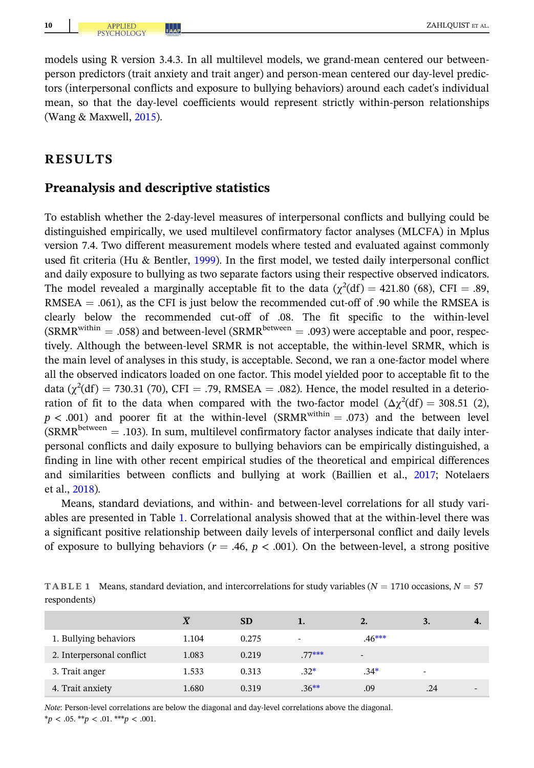models using R version 3.4.3. In all multilevel models, we grand-mean centered our between-person predictors (trait anxiety and trait anger) and person-mean centered our day-level predictors (interpersonal conflicts and exposure to bullying behaviors) around each cadet's individual mean, so that the day-level coefficients would represent strictly within-person relationships (Wang & Maxwell, 2015).

# RESULTS

## Preanalysis and descriptive statistics

To establish whether the 2-day-level measures of interpersonal conflicts and bullying could be distinguished empirically, we used multilevel confirmatory factor analyses (MLCFA) in Mplus version 7.4. Two different measurement models where tested and evaluated against commonly used fit criteria (Hu & Bentler, 1999). In the first model, we tested daily interpersonal conflict and daily exposure to bullying as two separate factors using their respective observed indicators. The model revealed a marginally acceptable fit to the data ($\chi^2$(df) = 421.80 (68), CFI = .89, RMSEA = .061), as the CFI is just below the recommended cut-off of .90 while the RMSEA is clearly below the recommended cut-off of .08. The fit specific to the within-level (SRMR$^{\text{within}}$ = .058) and between-level (SRMR$^{\text{between}}$ = .093) were acceptable and poor, respectively. Although the between-level SRMR is not acceptable, the within-level SRMR, which is the main level of analyses in this study, is acceptable. Second, we ran a one-factor model where all the observed indicators loaded on one factor. This model yielded poor to acceptable fit to the data ($\chi^2$(df) = 730.31 (70), CFI = .79, RMSEA = .082). Hence, the model resulted in a deterioration of fit to the data when compared with the two-factor model ($\Delta\chi^2$(df) = 308.51 (2), $p < .001$) and poorer fit at the within-level (SRMR$^{\text{within}}$ = .073) and the between level (SRMR$^{\text{between}}$ = .103). In sum, multilevel confirmatory factor analyses indicate that daily interpersonal conflicts and daily exposure to bullying behaviors can be empirically distinguished, a finding in line with other recent empirical studies of the theoretical and empirical differences and similarities between conflicts and bullying at work (Baillien et al., 2017; Notelaers et al., 2018).

Means, standard deviations, and within- and between-level correlations for all study variables are presented in Table 1. Correlational analysis showed that at the within-level there was a significant positive relationship between daily levels of interpersonal conflict and daily levels of exposure to bullying behaviors ($r = .46$, $p < .001$). On the between-level, a strong positive

**TABLE 1** Means, standard deviation, and intercorrelations for study variables ($N$ = 1710 occasions, $N$ = 57 respondents)

| | $\bar{X}$ | SD | 1. | 2. | 3. | 4. |
|---|---|---|---|---|---|---|
| 1. Bullying behaviors | 1.104 | 0.275 | - | .46*** | | |
| 2. Interpersonal conflict | 1.083 | 0.219 | .77*** | - | | |
| 3. Trait anger | 1.533 | 0.313 | .32* | .34* | - | |
| 4. Trait anxiety | 1.680 | 0.319 | .36** | .09 | .24 | - |

*Note*: Person-level correlations are below the diagonal and day-level correlations above the diagonal.
*$p < .05$. **$p < .01$. ***$p < .001$.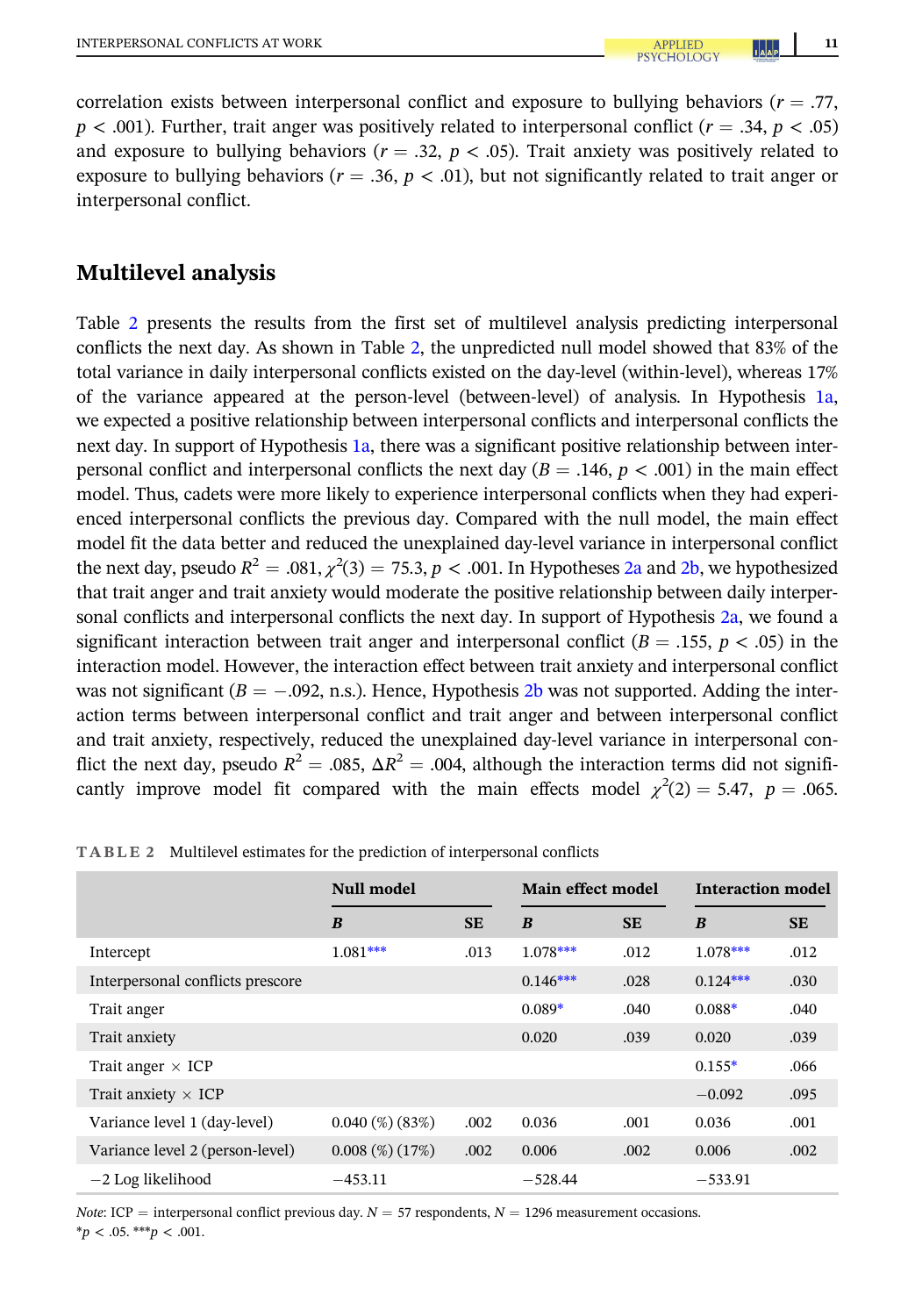correlation exists between interpersonal conflict and exposure to bullying behaviors ($r = .77$, $p < .001$). Further, trait anger was positively related to interpersonal conflict ($r = .34$, $p < .05$) and exposure to bullying behaviors ($r = .32$, $p < .05$). Trait anxiety was positively related to exposure to bullying behaviors ($r = .36$, $p < .01$), but not significantly related to trait anger or interpersonal conflict.

## Multilevel analysis

Table 2 presents the results from the first set of multilevel analysis predicting interpersonal conflicts the next day. As shown in Table 2, the unpredicted null model showed that 83% of the total variance in daily interpersonal conflicts existed on the day-level (within-level), whereas 17% of the variance appeared at the person-level (between-level) of analysis. In Hypothesis 1a, we expected a positive relationship between interpersonal conflicts and interpersonal conflicts the next day. In support of Hypothesis 1a, there was a significant positive relationship between interpersonal conflict and interpersonal conflicts the next day ($B = .146$, $p < .001$) in the main effect model. Thus, cadets were more likely to experience interpersonal conflicts when they had experienced interpersonal conflicts the previous day. Compared with the null model, the main effect model fit the data better and reduced the unexplained day-level variance in interpersonal conflict the next day, pseudo $R^2 = .081$, $\chi^2(3) = 75.3$, $p < .001$. In Hypotheses 2a and 2b, we hypothesized that trait anger and trait anxiety would moderate the positive relationship between daily interpersonal conflicts and interpersonal conflicts the next day. In support of Hypothesis 2a, we found a significant interaction between trait anger and interpersonal conflict ($B = .155$, $p < .05$) in the interaction model. However, the interaction effect between trait anxiety and interpersonal conflict was not significant ($B = -.092$, n.s.). Hence, Hypothesis 2b was not supported. Adding the interaction terms between interpersonal conflict and trait anger and between interpersonal conflict and trait anxiety, respectively, reduced the unexplained day-level variance in interpersonal conflict the next day, pseudo $R^2 = .085$, $\Delta R^2 = .004$, although the interaction terms did not significantly improve model fit compared with the main effects model $\chi^2(2) = 5.47$, $p = .065$.

**TABLE 2** Multilevel estimates for the prediction of interpersonal conflicts

| | Null model | | Main effect model | | Interaction model | |
|---|---|---|---|---|---|---|
| | **B** | **SE** | **B** | **SE** | **B** | **SE** |
| Intercept | 1.081*** | .013 | 1.078*** | .012 | 1.078*** | .012 |
| Interpersonal conflicts prescore | | | 0.146*** | .028 | 0.124*** | .030 |
| Trait anger | | | 0.089* | .040 | 0.088* | .040 |
| Trait anxiety | | | 0.020 | .039 | 0.020 | .039 |
| Trait anger × ICP | | | | | 0.155* | .066 |
| Trait anxiety × ICP | | | | | −0.092 | .095 |
| Variance level 1 (day-level) | 0.040 (%) (83%) | .002 | 0.036 | .001 | 0.036 | .001 |
| Variance level 2 (person-level) | 0.008 (%) (17%) | .002 | 0.006 | .002 | 0.006 | .002 |
| −2 Log likelihood | −453.11 | | −528.44 | | −533.91 | |

*Note*: ICP = interpersonal conflict previous day. $N = 57$ respondents, $N = 1296$ measurement occasions.
*$p < .05$. ***$p < .001$.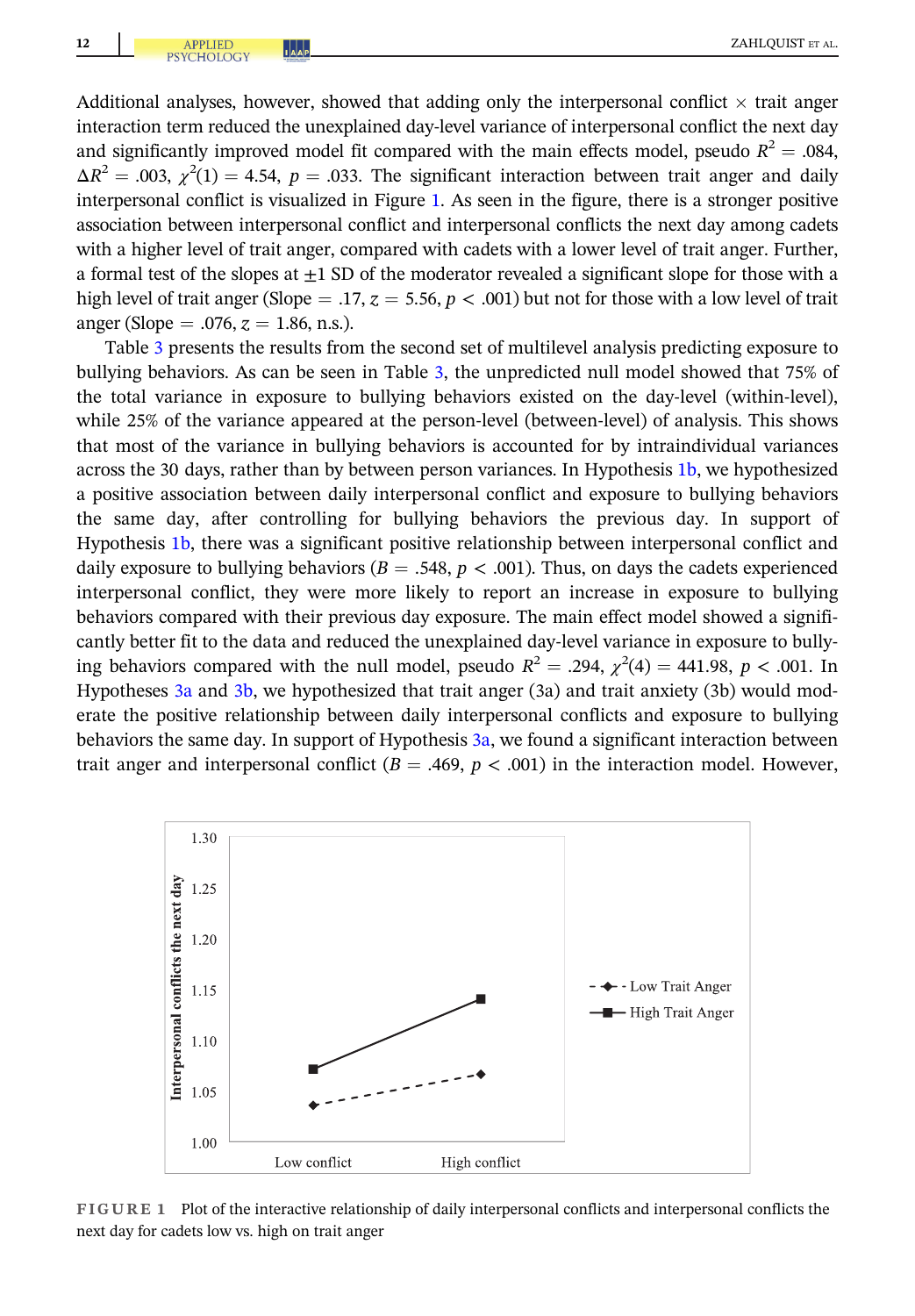Additional analyses, however, showed that adding only the interpersonal conflict × trait anger interaction term reduced the unexplained day-level variance of interpersonal conflict the next day and significantly improved model fit compared with the main effects model, pseudo $R^2 = .084$, $\Delta R^2 = .003$, $\chi^2(1) = 4.54$, $p = .033$. The significant interaction between trait anger and daily interpersonal conflict is visualized in Figure 1. As seen in the figure, there is a stronger positive association between interpersonal conflict and interpersonal conflicts the next day among cadets with a higher level of trait anger, compared with cadets with a lower level of trait anger. Further, a formal test of the slopes at ±1 SD of the moderator revealed a significant slope for those with a high level of trait anger (Slope = .17, $z = 5.56$, $p < .001$) but not for those with a low level of trait anger (Slope = .076, $z = 1.86$, n.s.).

Table 3 presents the results from the second set of multilevel analysis predicting exposure to bullying behaviors. As can be seen in Table 3, the unpredicted null model showed that 75% of the total variance in exposure to bullying behaviors existed on the day-level (within-level), while 25% of the variance appeared at the person-level (between-level) of analysis. This shows that most of the variance in bullying behaviors is accounted for by intraindividual variances across the 30 days, rather than by between person variances. In Hypothesis 1b, we hypothesized a positive association between daily interpersonal conflict and exposure to bullying behaviors the same day, after controlling for bullying behaviors the previous day. In support of Hypothesis 1b, there was a significant positive relationship between interpersonal conflict and daily exposure to bullying behaviors ($B = .548$, $p < .001$). Thus, on days the cadets experienced interpersonal conflict, they were more likely to report an increase in exposure to bullying behaviors compared with their previous day exposure. The main effect model showed a significantly better fit to the data and reduced the unexplained day-level variance in exposure to bullying behaviors compared with the null model, pseudo $R^2 = .294$, $\chi^2(4) = 441.98$, $p < .001$. In Hypotheses 3a and 3b, we hypothesized that trait anger (3a) and trait anxiety (3b) would moderate the positive relationship between daily interpersonal conflicts and exposure to bullying behaviors the same day. In support of Hypothesis 3a, we found a significant interaction between trait anger and interpersonal conflict ($B = .469$, $p < .001$) in the interaction model. However,

**FIGURE 1** Plot of the interactive relationship of daily interpersonal conflicts and interpersonal conflicts the next day for cadets low vs. high on trait anger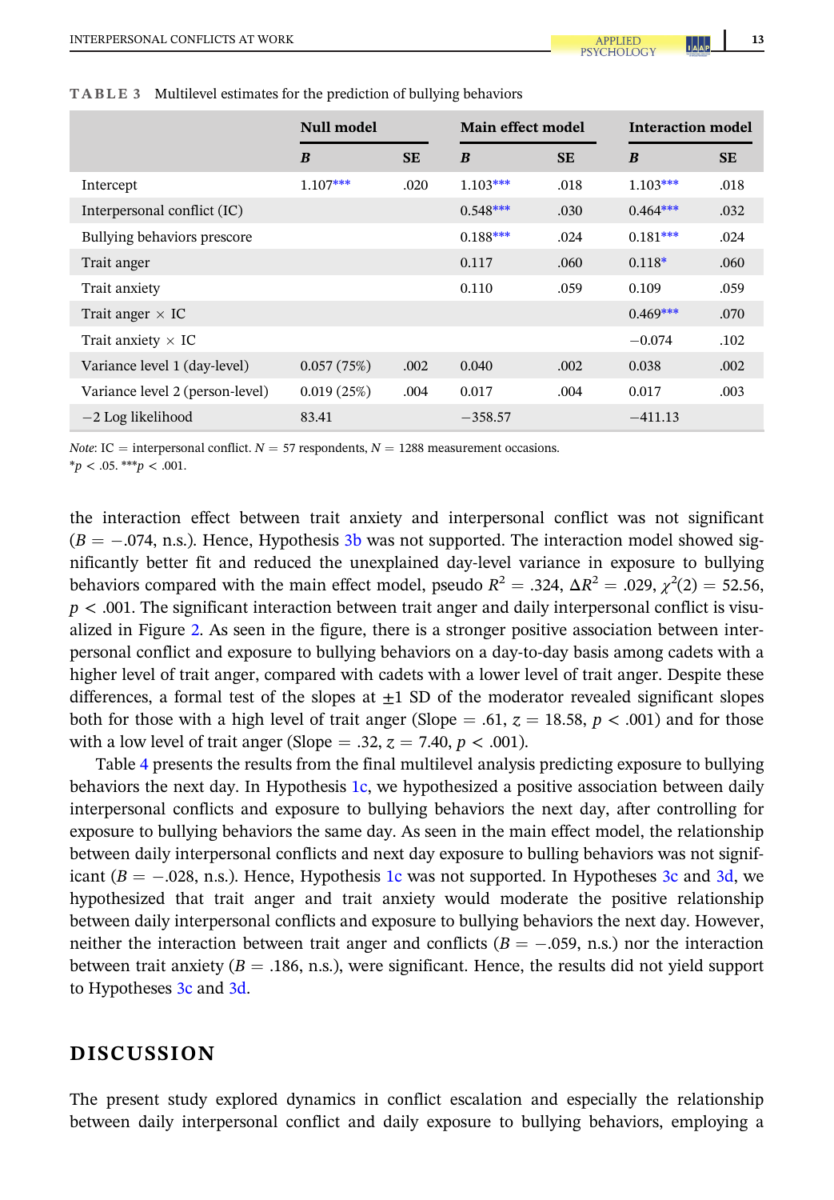**TABLE 3** Multilevel estimates for the prediction of bullying behaviors

| | Null model | | Main effect model | | Interaction model | |
|---|---|---|---|---|---|---|
| | ***B*** | **SE** | ***B*** | **SE** | ***B*** | **SE** |
| Intercept | 1.107*** | .020 | 1.103*** | .018 | 1.103*** | .018 |
| Interpersonal conflict (IC) | | | 0.548*** | .030 | 0.464*** | .032 |
| Bullying behaviors prescore | | | 0.188*** | .024 | 0.181*** | .024 |
| Trait anger | | | 0.117 | .060 | 0.118* | .060 |
| Trait anxiety | | | 0.110 | .059 | 0.109 | .059 |
| Trait anger × IC | | | | | 0.469*** | .070 |
| Trait anxiety × IC | | | | | −0.074 | .102 |
| Variance level 1 (day-level) | 0.057 (75%) | .002 | 0.040 | .002 | 0.038 | .002 |
| Variance level 2 (person-level) | 0.019 (25%) | .004 | 0.017 | .004 | 0.017 | .003 |
| −2 Log likelihood | 83.41 | | −358.57 | | −411.13 | |

*Note*: IC = interpersonal conflict. $N$ = 57 respondents, $N$ = 1288 measurement occasions.
\*$p < .05$. \*\*\*$p < .001$.

the interaction effect between trait anxiety and interpersonal conflict was not significant ($B = -.074$, n.s.). Hence, Hypothesis 3b was not supported. The interaction model showed significantly better fit and reduced the unexplained day-level variance in exposure to bullying behaviors compared with the main effect model, pseudo $R^2 = .324$, $\Delta R^2 = .029$, $\chi^2(2) = 52.56$, $p < .001$. The significant interaction between trait anger and daily interpersonal conflict is visualized in Figure 2. As seen in the figure, there is a stronger positive association between interpersonal conflict and exposure to bullying behaviors on a day-to-day basis among cadets with a higher level of trait anger, compared with cadets with a lower level of trait anger. Despite these differences, a formal test of the slopes at ±1 SD of the moderator revealed significant slopes both for those with a high level of trait anger (Slope = .61, $z = 18.58$, $p < .001$) and for those with a low level of trait anger (Slope = .32, $z = 7.40$, $p < .001$).

Table 4 presents the results from the final multilevel analysis predicting exposure to bullying behaviors the next day. In Hypothesis 1c, we hypothesized a positive association between daily interpersonal conflicts and exposure to bullying behaviors the next day, after controlling for exposure to bullying behaviors the same day. As seen in the main effect model, the relationship between daily interpersonal conflicts and next day exposure to bulling behaviors was not significant ($B = -.028$, n.s.). Hence, Hypothesis 1c was not supported. In Hypotheses 3c and 3d, we hypothesized that trait anger and trait anxiety would moderate the positive relationship between daily interpersonal conflicts and exposure to bullying behaviors the next day. However, neither the interaction between trait anger and conflicts ($B = -.059$, n.s.) nor the interaction between trait anxiety ($B = .186$, n.s.), were significant. Hence, the results did not yield support to Hypotheses 3c and 3d.

# DISCUSSION

The present study explored dynamics in conflict escalation and especially the relationship between daily interpersonal conflict and daily exposure to bullying behaviors, employing a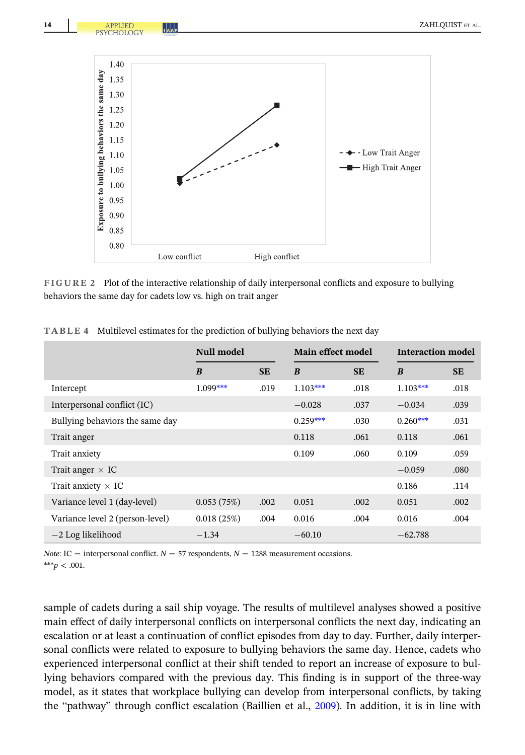**FIGURE 2** Plot of the interactive relationship of daily interpersonal conflicts and exposure to bullying behaviors the same day for cadets low vs. high on trait anger

**TABLE 4** Multilevel estimates for the prediction of bullying behaviors the next day

| | Null model | | Main effect model | | Interaction model | |
|---|---|---|---|---|---|---|
| | *B* | SE | *B* | SE | *B* | SE |
| Intercept | 1.099*** | .019 | 1.103*** | .018 | 1.103*** | .018 |
| Interpersonal conflict (IC) | | | −0.028 | .037 | −0.034 | .039 |
| Bullying behaviors the same day | | | 0.259*** | .030 | 0.260*** | .031 |
| Trait anger | | | 0.118 | .061 | 0.118 | .061 |
| Trait anxiety | | | 0.109 | .060 | 0.109 | .059 |
| Trait anger × IC | | | | | −0.059 | .080 |
| Trait anxiety × IC | | | | | 0.186 | .114 |
| Variance level 1 (day-level) | 0.053 (75%) | .002 | 0.051 | .002 | 0.051 | .002 |
| Variance level 2 (person-level) | 0.018 (25%) | .004 | 0.016 | .004 | 0.016 | .004 |
| −2 Log likelihood | −1.34 | | −60.10 | | −62.788 | |

*Note*: IC = interpersonal conflict. $N = 57$ respondents, $N = 1288$ measurement occasions.
***$p < .001$.

sample of cadets during a sail ship voyage. The results of multilevel analyses showed a positive main effect of daily interpersonal conflicts on interpersonal conflicts the next day, indicating an escalation or at least a continuation of conflict episodes from day to day. Further, daily interpersonal conflicts were related to exposure to bullying behaviors the same day. Hence, cadets who experienced interpersonal conflict at their shift tended to report an increase of exposure to bullying behaviors compared with the previous day. This finding is in support of the three-way model, as it states that workplace bullying can develop from interpersonal conflicts, by taking the "pathway" through conflict escalation (Baillien et al., 2009). In addition, it is in line with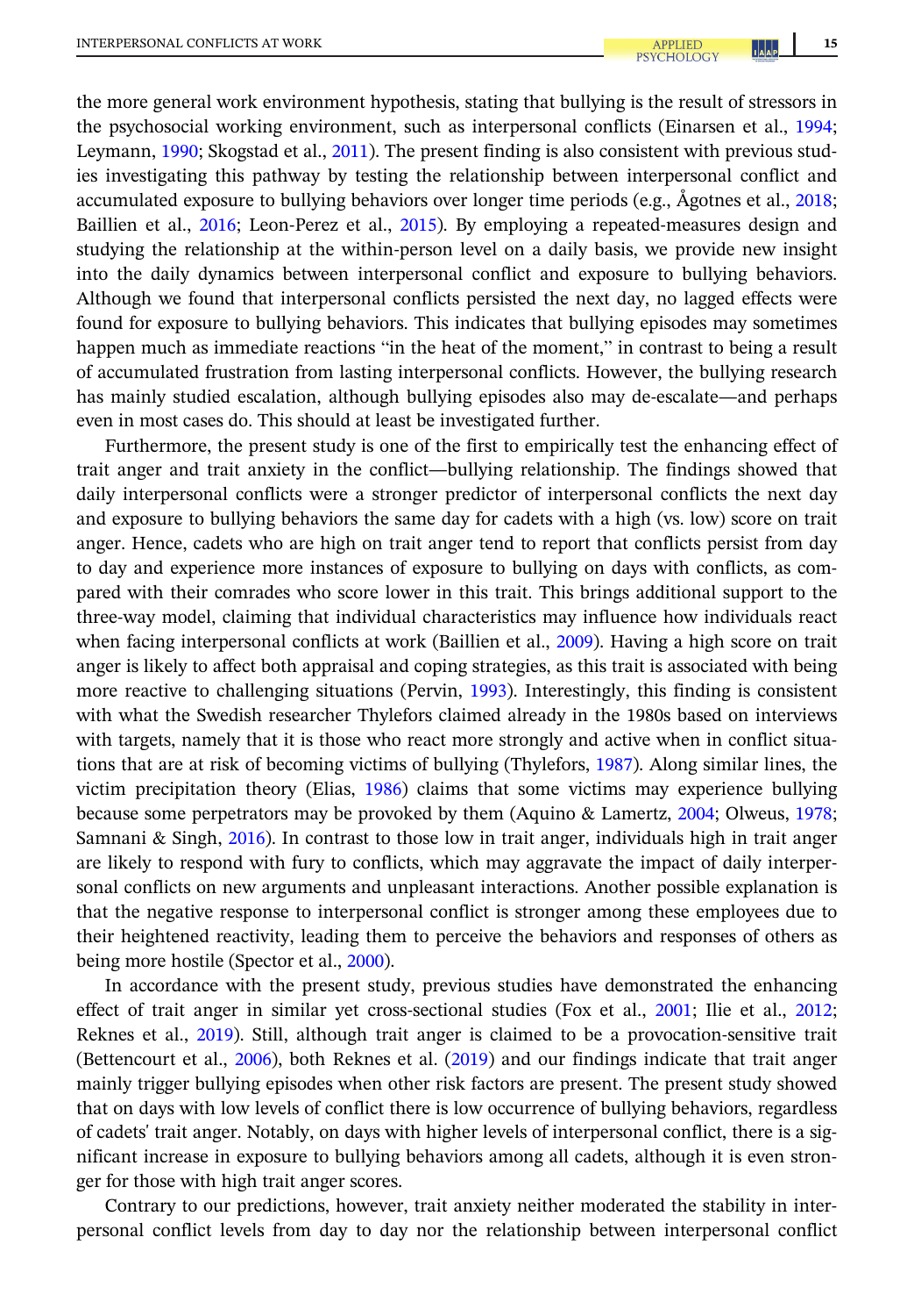the more general work environment hypothesis, stating that bullying is the result of stressors in the psychosocial working environment, such as interpersonal conflicts (Einarsen et al., 1994; Leymann, 1990; Skogstad et al., 2011). The present finding is also consistent with previous studies investigating this pathway by testing the relationship between interpersonal conflict and accumulated exposure to bullying behaviors over longer time periods (e.g., Ågotnes et al., 2018; Baillien et al., 2016; Leon-Perez et al., 2015). By employing a repeated-measures design and studying the relationship at the within-person level on a daily basis, we provide new insight into the daily dynamics between interpersonal conflict and exposure to bullying behaviors. Although we found that interpersonal conflicts persisted the next day, no lagged effects were found for exposure to bullying behaviors. This indicates that bullying episodes may sometimes happen much as immediate reactions "in the heat of the moment," in contrast to being a result of accumulated frustration from lasting interpersonal conflicts. However, the bullying research has mainly studied escalation, although bullying episodes also may de-escalate—and perhaps even in most cases do. This should at least be investigated further.

Furthermore, the present study is one of the first to empirically test the enhancing effect of trait anger and trait anxiety in the conflict—bullying relationship. The findings showed that daily interpersonal conflicts were a stronger predictor of interpersonal conflicts the next day and exposure to bullying behaviors the same day for cadets with a high (vs. low) score on trait anger. Hence, cadets who are high on trait anger tend to report that conflicts persist from day to day and experience more instances of exposure to bullying on days with conflicts, as compared with their comrades who score lower in this trait. This brings additional support to the three-way model, claiming that individual characteristics may influence how individuals react when facing interpersonal conflicts at work (Baillien et al., 2009). Having a high score on trait anger is likely to affect both appraisal and coping strategies, as this trait is associated with being more reactive to challenging situations (Pervin, 1993). Interestingly, this finding is consistent with what the Swedish researcher Thylefors claimed already in the 1980s based on interviews with targets, namely that it is those who react more strongly and active when in conflict situations that are at risk of becoming victims of bullying (Thylefors, 1987). Along similar lines, the victim precipitation theory (Elias, 1986) claims that some victims may experience bullying because some perpetrators may be provoked by them (Aquino & Lamertz, 2004; Olweus, 1978; Samnani & Singh, 2016). In contrast to those low in trait anger, individuals high in trait anger are likely to respond with fury to conflicts, which may aggravate the impact of daily interpersonal conflicts on new arguments and unpleasant interactions. Another possible explanation is that the negative response to interpersonal conflict is stronger among these employees due to their heightened reactivity, leading them to perceive the behaviors and responses of others as being more hostile (Spector et al., 2000).

In accordance with the present study, previous studies have demonstrated the enhancing effect of trait anger in similar yet cross-sectional studies (Fox et al., 2001; Ilie et al., 2012; Reknes et al., 2019). Still, although trait anger is claimed to be a provocation-sensitive trait (Bettencourt et al., 2006), both Reknes et al. (2019) and our findings indicate that trait anger mainly trigger bullying episodes when other risk factors are present. The present study showed that on days with low levels of conflict there is low occurrence of bullying behaviors, regardless of cadets' trait anger. Notably, on days with higher levels of interpersonal conflict, there is a significant increase in exposure to bullying behaviors among all cadets, although it is even stronger for those with high trait anger scores.

Contrary to our predictions, however, trait anxiety neither moderated the stability in interpersonal conflict levels from day to day nor the relationship between interpersonal conflict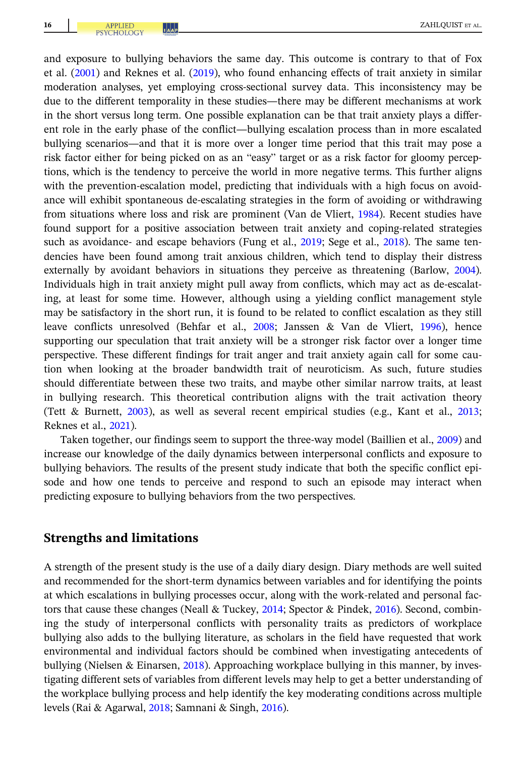and exposure to bullying behaviors the same day. This outcome is contrary to that of Fox et al. (2001) and Reknes et al. (2019), who found enhancing effects of trait anxiety in similar moderation analyses, yet employing cross-sectional survey data. This inconsistency may be due to the different temporality in these studies—there may be different mechanisms at work in the short versus long term. One possible explanation can be that trait anxiety plays a different role in the early phase of the conflict—bullying escalation process than in more escalated bullying scenarios—and that it is more over a longer time period that this trait may pose a risk factor either for being picked on as an "easy" target or as a risk factor for gloomy perceptions, which is the tendency to perceive the world in more negative terms. This further aligns with the prevention-escalation model, predicting that individuals with a high focus on avoidance will exhibit spontaneous de-escalating strategies in the form of avoiding or withdrawing from situations where loss and risk are prominent (Van de Vliert, 1984). Recent studies have found support for a positive association between trait anxiety and coping-related strategies such as avoidance- and escape behaviors (Fung et al., 2019; Sege et al., 2018). The same tendencies have been found among trait anxious children, which tend to display their distress externally by avoidant behaviors in situations they perceive as threatening (Barlow, 2004). Individuals high in trait anxiety might pull away from conflicts, which may act as de-escalating, at least for some time. However, although using a yielding conflict management style may be satisfactory in the short run, it is found to be related to conflict escalation as they still leave conflicts unresolved (Behfar et al., 2008; Janssen & Van de Vliert, 1996), hence supporting our speculation that trait anxiety will be a stronger risk factor over a longer time perspective. These different findings for trait anger and trait anxiety again call for some caution when looking at the broader bandwidth trait of neuroticism. As such, future studies should differentiate between these two traits, and maybe other similar narrow traits, at least in bullying research. This theoretical contribution aligns with the trait activation theory (Tett & Burnett, 2003), as well as several recent empirical studies (e.g., Kant et al., 2013; Reknes et al., 2021).

Taken together, our findings seem to support the three-way model (Baillien et al., 2009) and increase our knowledge of the daily dynamics between interpersonal conflicts and exposure to bullying behaviors. The results of the present study indicate that both the specific conflict episode and how one tends to perceive and respond to such an episode may interact when predicting exposure to bullying behaviors from the two perspectives.

## Strengths and limitations

A strength of the present study is the use of a daily diary design. Diary methods are well suited and recommended for the short-term dynamics between variables and for identifying the points at which escalations in bullying processes occur, along with the work-related and personal factors that cause these changes (Neall & Tuckey, 2014; Spector & Pindek, 2016). Second, combining the study of interpersonal conflicts with personality traits as predictors of workplace bullying also adds to the bullying literature, as scholars in the field have requested that work environmental and individual factors should be combined when investigating antecedents of bullying (Nielsen & Einarsen, 2018). Approaching workplace bullying in this manner, by investigating different sets of variables from different levels may help to get a better understanding of the workplace bullying process and help identify the key moderating conditions across multiple levels (Rai & Agarwal, 2018; Samnani & Singh, 2016).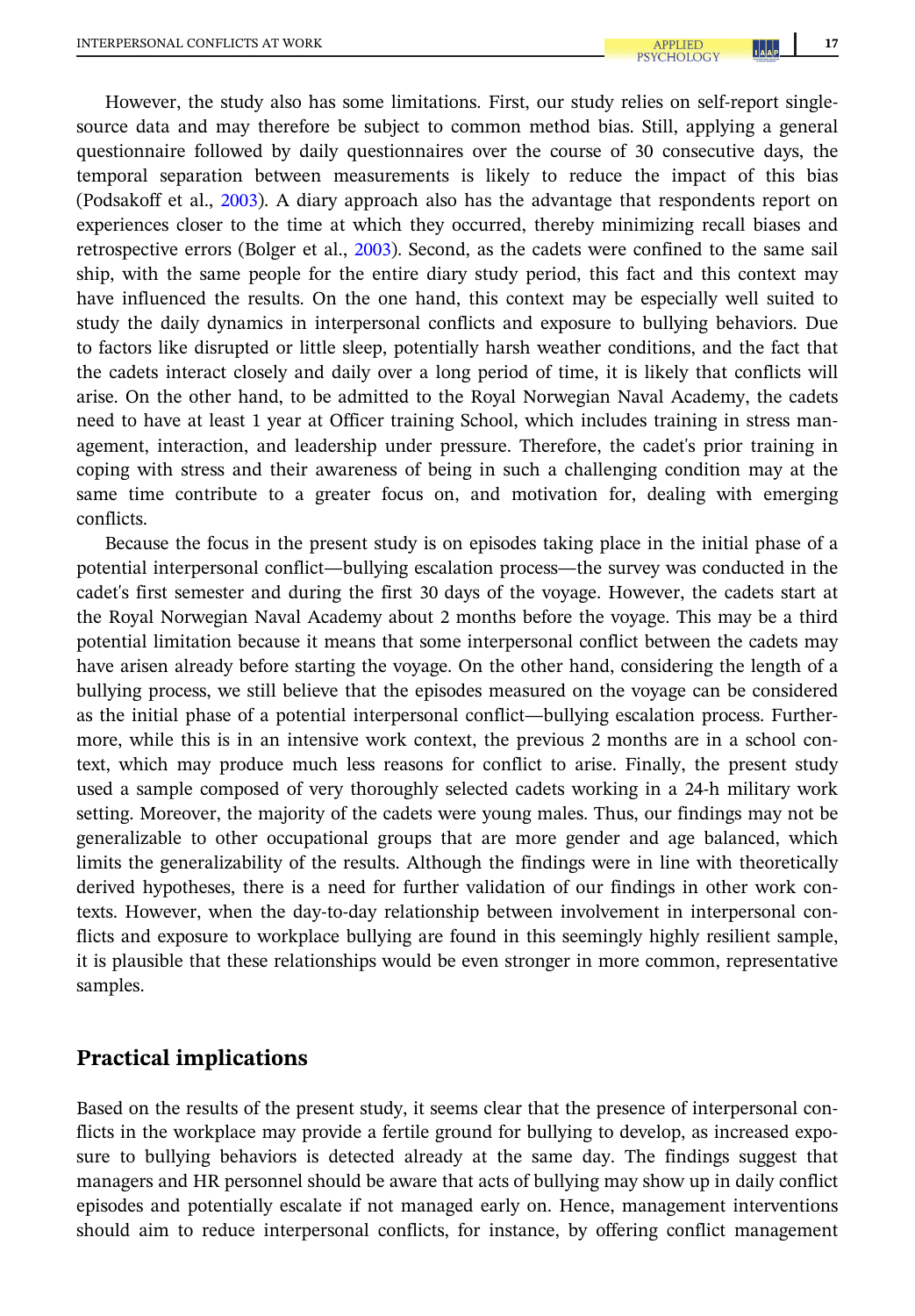However, the study also has some limitations. First, our study relies on self-report single-source data and may therefore be subject to common method bias. Still, applying a general questionnaire followed by daily questionnaires over the course of 30 consecutive days, the temporal separation between measurements is likely to reduce the impact of this bias (Podsakoff et al., 2003). A diary approach also has the advantage that respondents report on experiences closer to the time at which they occurred, thereby minimizing recall biases and retrospective errors (Bolger et al., 2003). Second, as the cadets were confined to the same sail ship, with the same people for the entire diary study period, this fact and this context may have influenced the results. On the one hand, this context may be especially well suited to study the daily dynamics in interpersonal conflicts and exposure to bullying behaviors. Due to factors like disrupted or little sleep, potentially harsh weather conditions, and the fact that the cadets interact closely and daily over a long period of time, it is likely that conflicts will arise. On the other hand, to be admitted to the Royal Norwegian Naval Academy, the cadets need to have at least 1 year at Officer training School, which includes training in stress management, interaction, and leadership under pressure. Therefore, the cadet's prior training in coping with stress and their awareness of being in such a challenging condition may at the same time contribute to a greater focus on, and motivation for, dealing with emerging conflicts.

Because the focus in the present study is on episodes taking place in the initial phase of a potential interpersonal conflict—bullying escalation process—the survey was conducted in the cadet's first semester and during the first 30 days of the voyage. However, the cadets start at the Royal Norwegian Naval Academy about 2 months before the voyage. This may be a third potential limitation because it means that some interpersonal conflict between the cadets may have arisen already before starting the voyage. On the other hand, considering the length of a bullying process, we still believe that the episodes measured on the voyage can be considered as the initial phase of a potential interpersonal conflict—bullying escalation process. Furthermore, while this is in an intensive work context, the previous 2 months are in a school context, which may produce much less reasons for conflict to arise. Finally, the present study used a sample composed of very thoroughly selected cadets working in a 24-h military work setting. Moreover, the majority of the cadets were young males. Thus, our findings may not be generalizable to other occupational groups that are more gender and age balanced, which limits the generalizability of the results. Although the findings were in line with theoretically derived hypotheses, there is a need for further validation of our findings in other work contexts. However, when the day-to-day relationship between involvement in interpersonal conflicts and exposure to workplace bullying are found in this seemingly highly resilient sample, it is plausible that these relationships would be even stronger in more common, representative samples.

## Practical implications

Based on the results of the present study, it seems clear that the presence of interpersonal conflicts in the workplace may provide a fertile ground for bullying to develop, as increased exposure to bullying behaviors is detected already at the same day. The findings suggest that managers and HR personnel should be aware that acts of bullying may show up in daily conflict episodes and potentially escalate if not managed early on. Hence, management interventions should aim to reduce interpersonal conflicts, for instance, by offering conflict management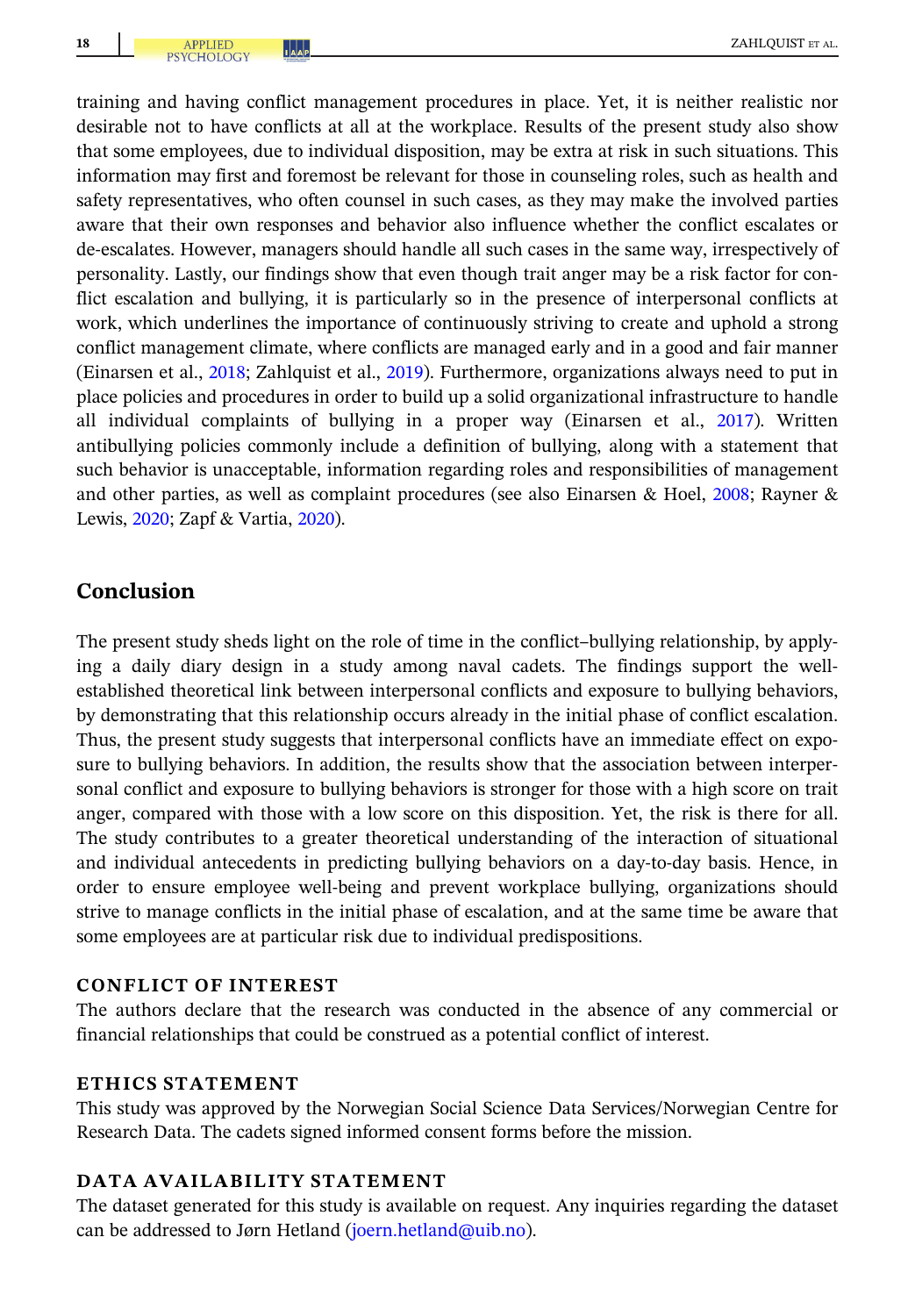training and having conflict management procedures in place. Yet, it is neither realistic nor desirable not to have conflicts at all at the workplace. Results of the present study also show that some employees, due to individual disposition, may be extra at risk in such situations. This information may first and foremost be relevant for those in counseling roles, such as health and safety representatives, who often counsel in such cases, as they may make the involved parties aware that their own responses and behavior also influence whether the conflict escalates or de-escalates. However, managers should handle all such cases in the same way, irrespectively of personality. Lastly, our findings show that even though trait anger may be a risk factor for conflict escalation and bullying, it is particularly so in the presence of interpersonal conflicts at work, which underlines the importance of continuously striving to create and uphold a strong conflict management climate, where conflicts are managed early and in a good and fair manner (Einarsen et al., 2018; Zahlquist et al., 2019). Furthermore, organizations always need to put in place policies and procedures in order to build up a solid organizational infrastructure to handle all individual complaints of bullying in a proper way (Einarsen et al., 2017). Written antibullying policies commonly include a definition of bullying, along with a statement that such behavior is unacceptable, information regarding roles and responsibilities of management and other parties, as well as complaint procedures (see also Einarsen & Hoel, 2008; Rayner & Lewis, 2020; Zapf & Vartia, 2020).

## Conclusion

The present study sheds light on the role of time in the conflict–bullying relationship, by applying a daily diary design in a study among naval cadets. The findings support the well-established theoretical link between interpersonal conflicts and exposure to bullying behaviors, by demonstrating that this relationship occurs already in the initial phase of conflict escalation. Thus, the present study suggests that interpersonal conflicts have an immediate effect on exposure to bullying behaviors. In addition, the results show that the association between interpersonal conflict and exposure to bullying behaviors is stronger for those with a high score on trait anger, compared with those with a low score on this disposition. Yet, the risk is there for all. The study contributes to a greater theoretical understanding of the interaction of situational and individual antecedents in predicting bullying behaviors on a day-to-day basis. Hence, in order to ensure employee well-being and prevent workplace bullying, organizations should strive to manage conflicts in the initial phase of escalation, and at the same time be aware that some employees are at particular risk due to individual predispositions.

### CONFLICT OF INTEREST

The authors declare that the research was conducted in the absence of any commercial or financial relationships that could be construed as a potential conflict of interest.

### ETHICS STATEMENT

This study was approved by the Norwegian Social Science Data Services/Norwegian Centre for Research Data. The cadets signed informed consent forms before the mission.

### DATA AVAILABILITY STATEMENT

The dataset generated for this study is available on request. Any inquiries regarding the dataset can be addressed to Jørn Hetland (joern.hetland@uib.no).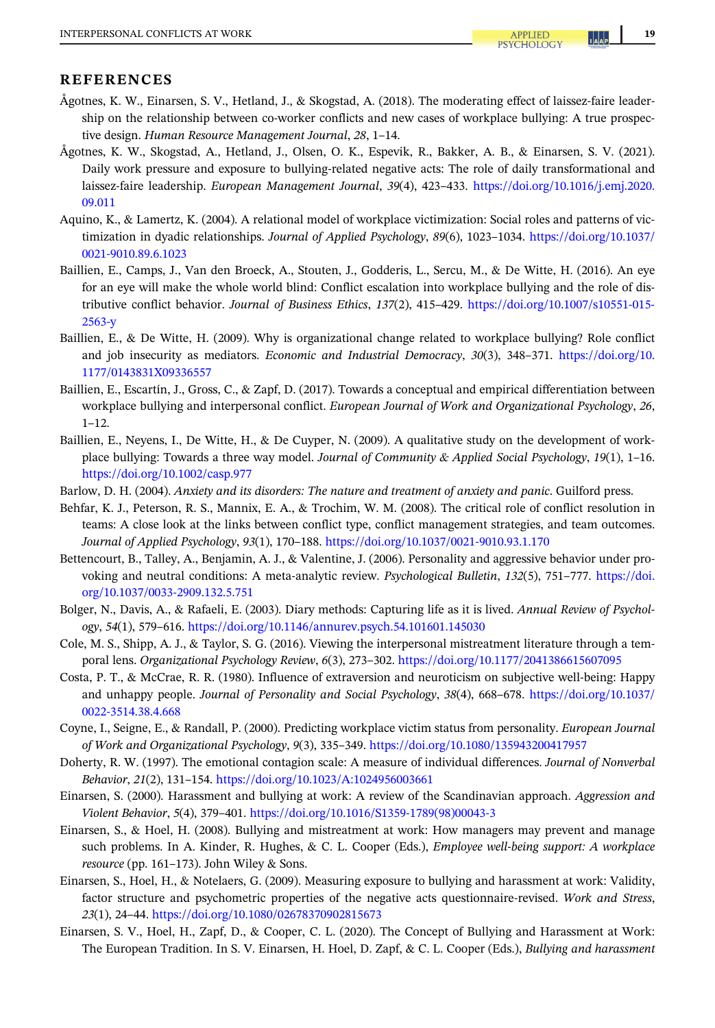## REFERENCES

Ågotnes, K. W., Einarsen, S. V., Hetland, J., & Skogstad, A. (2018). The moderating effect of laissez-faire leadership on the relationship between co-worker conflicts and new cases of workplace bullying: A true prospective design. *Human Resource Management Journal*, *28*, 1–14.

Ågotnes, K. W., Skogstad, A., Hetland, J., Olsen, O. K., Espevik, R., Bakker, A. B., & Einarsen, S. V. (2021). Daily work pressure and exposure to bullying-related negative acts: The role of daily transformational and laissez-faire leadership. *European Management Journal*, *39*(4), 423–433. https://doi.org/10.1016/j.emj.2020.09.011

Aquino, K., & Lamertz, K. (2004). A relational model of workplace victimization: Social roles and patterns of victimization in dyadic relationships. *Journal of Applied Psychology*, *89*(6), 1023–1034. https://doi.org/10.1037/0021-9010.89.6.1023

Baillien, E., Camps, J., Van den Broeck, A., Stouten, J., Godderis, L., Sercu, M., & De Witte, H. (2016). An eye for an eye will make the whole world blind: Conflict escalation into workplace bullying and the role of distributive conflict behavior. *Journal of Business Ethics*, *137*(2), 415–429. https://doi.org/10.1007/s10551-015-2563-y

Baillien, E., & De Witte, H. (2009). Why is organizational change related to workplace bullying? Role conflict and job insecurity as mediators. *Economic and Industrial Democracy*, *30*(3), 348–371. https://doi.org/10.1177/0143831X09336557

Baillien, E., Escartín, J., Gross, C., & Zapf, D. (2017). Towards a conceptual and empirical differentiation between workplace bullying and interpersonal conflict. *European Journal of Work and Organizational Psychology*, *26*, 1–12.

Baillien, E., Neyens, I., De Witte, H., & De Cuyper, N. (2009). A qualitative study on the development of workplace bullying: Towards a three way model. *Journal of Community & Applied Social Psychology*, *19*(1), 1–16. https://doi.org/10.1002/casp.977

Barlow, D. H. (2004). *Anxiety and its disorders: The nature and treatment of anxiety and panic*. Guilford press.

Behfar, K. J., Peterson, R. S., Mannix, E. A., & Trochim, W. M. (2008). The critical role of conflict resolution in teams: A close look at the links between conflict type, conflict management strategies, and team outcomes. *Journal of Applied Psychology*, *93*(1), 170–188. https://doi.org/10.1037/0021-9010.93.1.170

Bettencourt, B., Talley, A., Benjamin, A. J., & Valentine, J. (2006). Personality and aggressive behavior under provoking and neutral conditions: A meta-analytic review. *Psychological Bulletin*, *132*(5), 751–777. https://doi.org/10.1037/0033-2909.132.5.751

Bolger, N., Davis, A., & Rafaeli, E. (2003). Diary methods: Capturing life as it is lived. *Annual Review of Psychology*, *54*(1), 579–616. https://doi.org/10.1146/annurev.psych.54.101601.145030

Cole, M. S., Shipp, A. J., & Taylor, S. G. (2016). Viewing the interpersonal mistreatment literature through a temporal lens. *Organizational Psychology Review*, *6*(3), 273–302. https://doi.org/10.1177/2041386615607095

Costa, P. T., & McCrae, R. R. (1980). Influence of extraversion and neuroticism on subjective well-being: Happy and unhappy people. *Journal of Personality and Social Psychology*, *38*(4), 668–678. https://doi.org/10.1037/0022-3514.38.4.668

Coyne, I., Seigne, E., & Randall, P. (2000). Predicting workplace victim status from personality. *European Journal of Work and Organizational Psychology*, *9*(3), 335–349. https://doi.org/10.1080/135943200417957

Doherty, R. W. (1997). The emotional contagion scale: A measure of individual differences. *Journal of Nonverbal Behavior*, *21*(2), 131–154. https://doi.org/10.1023/A:1024956003661

Einarsen, S. (2000). Harassment and bullying at work: A review of the Scandinavian approach. *Aggression and Violent Behavior*, *5*(4), 379–401. https://doi.org/10.1016/S1359-1789(98)00043-3

Einarsen, S., & Hoel, H. (2008). Bullying and mistreatment at work: How managers may prevent and manage such problems. In A. Kinder, R. Hughes, & C. L. Cooper (Eds.), *Employee well-being support: A workplace resource* (pp. 161–173). John Wiley & Sons.

Einarsen, S., Hoel, H., & Notelaers, G. (2009). Measuring exposure to bullying and harassment at work: Validity, factor structure and psychometric properties of the negative acts questionnaire-revised. *Work and Stress*, *23*(1), 24–44. https://doi.org/10.1080/02678370902815673

Einarsen, S. V., Hoel, H., Zapf, D., & Cooper, C. L. (2020). The Concept of Bullying and Harassment at Work: The European Tradition. In S. V. Einarsen, H. Hoel, D. Zapf, & C. L. Cooper (Eds.), *Bullying and harassment*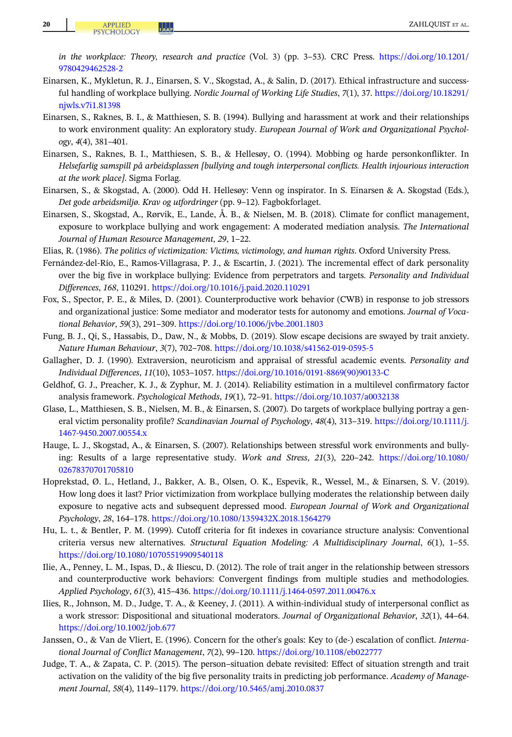*in the workplace: Theory, research and practice* (Vol. 3) (pp. 3–53). CRC Press. https://doi.org/10.1201/9780429462528-2

Einarsen, K., Mykletun, R. J., Einarsen, S. V., Skogstad, A., & Salin, D. (2017). Ethical infrastructure and successful handling of workplace bullying. *Nordic Journal of Working Life Studies*, *7*(1), 37. https://doi.org/10.18291/njwls.v7i1.81398

Einarsen, S., Raknes, B. I., & Matthiesen, S. B. (1994). Bullying and harassment at work and their relationships to work environment quality: An exploratory study. *European Journal of Work and Organizational Psychology*, *4*(4), 381–401.

Einarsen, S., Raknes, B. I., Matthiesen, S. B., & Hellesøy, O. (1994). Mobbing og harde personkonflikter. In *Helsefarlig samspill på arbeidsplassen [bullying and tough interpersonal conflicts. Health injourious interaction at the work place]*. Sigma Forlag.

Einarsen, S., & Skogstad, A. (2000). Odd H. Hellesøy: Venn og inspirator. In S. Einarsen & A. Skogstad (Eds.), *Det gode arbeidsmiljø. Krav og utfordringer* (pp. 9–12). Fagbokforlaget.

Einarsen, S., Skogstad, A., Rørvik, E., Lande, Å. B., & Nielsen, M. B. (2018). Climate for conflict management, exposure to workplace bullying and work engagement: A moderated mediation analysis. *The International Journal of Human Resource Management*, *29*, 1–22.

Elias, R. (1986). *The politics of victimization: Victims, victimology, and human rights*. Oxford University Press.

Fernández-del-Río, E., Ramos-Villagrasa, P. J., & Escartín, J. (2021). The incremental effect of dark personality over the big five in workplace bullying: Evidence from perpetrators and targets. *Personality and Individual Differences*, *168*, 110291. https://doi.org/10.1016/j.paid.2020.110291

Fox, S., Spector, P. E., & Miles, D. (2001). Counterproductive work behavior (CWB) in response to job stressors and organizational justice: Some mediator and moderator tests for autonomy and emotions. *Journal of Vocational Behavior*, *59*(3), 291–309. https://doi.org/10.1006/jvbe.2001.1803

Fung, B. J., Qi, S., Hassabis, D., Daw, N., & Mobbs, D. (2019). Slow escape decisions are swayed by trait anxiety. *Nature Human Behaviour*, *3*(7), 702–708. https://doi.org/10.1038/s41562-019-0595-5

Gallagher, D. J. (1990). Extraversion, neuroticism and appraisal of stressful academic events. *Personality and Individual Differences*, *11*(10), 1053–1057. https://doi.org/10.1016/0191-8869(90)90133-C

Geldhof, G. J., Preacher, K. J., & Zyphur, M. J. (2014). Reliability estimation in a multilevel confirmatory factor analysis framework. *Psychological Methods*, *19*(1), 72–91. https://doi.org/10.1037/a0032138

Glasø, L., Matthiesen, S. B., Nielsen, M. B., & Einarsen, S. (2007). Do targets of workplace bullying portray a general victim personality profile? *Scandinavian Journal of Psychology*, *48*(4), 313–319. https://doi.org/10.1111/j.1467-9450.2007.00554.x

Hauge, L. J., Skogstad, A., & Einarsen, S. (2007). Relationships between stressful work environments and bullying: Results of a large representative study. *Work and Stress*, *21*(3), 220–242. https://doi.org/10.1080/02678370701705810

Hoprekstad, Ø. L., Hetland, J., Bakker, A. B., Olsen, O. K., Espevik, R., Wessel, M., & Einarsen, S. V. (2019). How long does it last? Prior victimization from workplace bullying moderates the relationship between daily exposure to negative acts and subsequent depressed mood. *European Journal of Work and Organizational Psychology*, *28*, 164–178. https://doi.org/10.1080/1359432X.2018.1564279

Hu, L. t., & Bentler, P. M. (1999). Cutoff criteria for fit indexes in covariance structure analysis: Conventional criteria versus new alternatives. *Structural Equation Modeling: A Multidisciplinary Journal*, *6*(1), 1–55. https://doi.org/10.1080/10705519909540118

Ilie, A., Penney, L. M., Ispas, D., & Iliescu, D. (2012). The role of trait anger in the relationship between stressors and counterproductive work behaviors: Convergent findings from multiple studies and methodologies. *Applied Psychology*, *61*(3), 415–436. https://doi.org/10.1111/j.1464-0597.2011.00476.x

Ilies, R., Johnson, M. D., Judge, T. A., & Keeney, J. (2011). A within-individual study of interpersonal conflict as a work stressor: Dispositional and situational moderators. *Journal of Organizational Behavior*, *32*(1), 44–64. https://doi.org/10.1002/job.677

Janssen, O., & Van de Vliert, E. (1996). Concern for the other's goals: Key to (de-) escalation of conflict. *International Journal of Conflict Management*, *7*(2), 99–120. https://doi.org/10.1108/eb022777

Judge, T. A., & Zapata, C. P. (2015). The person–situation debate revisited: Effect of situation strength and trait activation on the validity of the big five personality traits in predicting job performance. *Academy of Management Journal*, *58*(4), 1149–1179. https://doi.org/10.5465/amj.2010.0837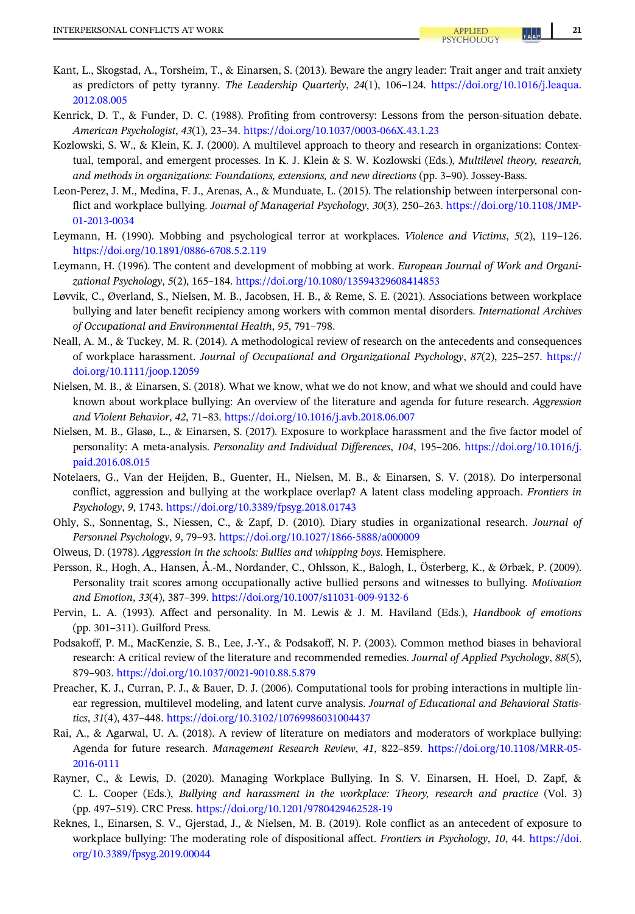Kant, L., Skogstad, A., Torsheim, T., & Einarsen, S. (2013). Beware the angry leader: Trait anger and trait anxiety as predictors of petty tyranny. *The Leadership Quarterly*, *24*(1), 106–124. https://doi.org/10.1016/j.leaqua.2012.08.005

Kenrick, D. T., & Funder, D. C. (1988). Profiting from controversy: Lessons from the person-situation debate. *American Psychologist*, *43*(1), 23–34. https://doi.org/10.1037/0003-066X.43.1.23

Kozlowski, S. W., & Klein, K. J. (2000). A multilevel approach to theory and research in organizations: Contextual, temporal, and emergent processes. In K. J. Klein & S. W. Kozlowski (Eds.), *Multilevel theory, research, and methods in organizations: Foundations, extensions, and new directions* (pp. 3–90). Jossey-Bass.

Leon-Perez, J. M., Medina, F. J., Arenas, A., & Munduate, L. (2015). The relationship between interpersonal conflict and workplace bullying. *Journal of Managerial Psychology*, *30*(3), 250–263. https://doi.org/10.1108/JMP-01-2013-0034

Leymann, H. (1990). Mobbing and psychological terror at workplaces. *Violence and Victims*, *5*(2), 119–126. https://doi.org/10.1891/0886-6708.5.2.119

Leymann, H. (1996). The content and development of mobbing at work. *European Journal of Work and Organizational Psychology*, *5*(2), 165–184. https://doi.org/10.1080/13594329608414853

Løvvik, C., Øverland, S., Nielsen, M. B., Jacobsen, H. B., & Reme, S. E. (2021). Associations between workplace bullying and later benefit recipiency among workers with common mental disorders. *International Archives of Occupational and Environmental Health*, *95*, 791–798.

Neall, A. M., & Tuckey, M. R. (2014). A methodological review of research on the antecedents and consequences of workplace harassment. *Journal of Occupational and Organizational Psychology*, *87*(2), 225–257. https://doi.org/10.1111/joop.12059

Nielsen, M. B., & Einarsen, S. (2018). What we know, what we do not know, and what we should and could have known about workplace bullying: An overview of the literature and agenda for future research. *Aggression and Violent Behavior*, *42*, 71–83. https://doi.org/10.1016/j.avb.2018.06.007

Nielsen, M. B., Glasø, L., & Einarsen, S. (2017). Exposure to workplace harassment and the five factor model of personality: A meta-analysis. *Personality and Individual Differences*, *104*, 195–206. https://doi.org/10.1016/j.paid.2016.08.015

Notelaers, G., Van der Heijden, B., Guenter, H., Nielsen, M. B., & Einarsen, S. V. (2018). Do interpersonal conflict, aggression and bullying at the workplace overlap? A latent class modeling approach. *Frontiers in Psychology*, *9*, 1743. https://doi.org/10.3389/fpsyg.2018.01743

Ohly, S., Sonnentag, S., Niessen, C., & Zapf, D. (2010). Diary studies in organizational research. *Journal of Personnel Psychology*, *9*, 79–93. https://doi.org/10.1027/1866-5888/a000009

Olweus, D. (1978). *Aggression in the schools: Bullies and whipping boys*. Hemisphere.

Persson, R., Hogh, A., Hansen, Å.-M., Nordander, C., Ohlsson, K., Balogh, I., Österberg, K., & Ørbæk, P. (2009). Personality trait scores among occupationally active bullied persons and witnesses to bullying. *Motivation and Emotion*, *33*(4), 387–399. https://doi.org/10.1007/s11031-009-9132-6

Pervin, L. A. (1993). Affect and personality. In M. Lewis & J. M. Haviland (Eds.), *Handbook of emotions* (pp. 301–311). Guilford Press.

Podsakoff, P. M., MacKenzie, S. B., Lee, J.-Y., & Podsakoff, N. P. (2003). Common method biases in behavioral research: A critical review of the literature and recommended remedies. *Journal of Applied Psychology*, *88*(5), 879–903. https://doi.org/10.1037/0021-9010.88.5.879

Preacher, K. J., Curran, P. J., & Bauer, D. J. (2006). Computational tools for probing interactions in multiple linear regression, multilevel modeling, and latent curve analysis. *Journal of Educational and Behavioral Statistics*, *31*(4), 437–448. https://doi.org/10.3102/10769986031004437

Rai, A., & Agarwal, U. A. (2018). A review of literature on mediators and moderators of workplace bullying: Agenda for future research. *Management Research Review*, *41*, 822–859. https://doi.org/10.1108/MRR-05-2016-0111

Rayner, C., & Lewis, D. (2020). Managing Workplace Bullying. In S. V. Einarsen, H. Hoel, D. Zapf, & C. L. Cooper (Eds.), *Bullying and harassment in the workplace: Theory, research and practice* (Vol. 3) (pp. 497–519). CRC Press. https://doi.org/10.1201/9780429462528-19

Reknes, I., Einarsen, S. V., Gjerstad, J., & Nielsen, M. B. (2019). Role conflict as an antecedent of exposure to workplace bullying: The moderating role of dispositional affect. *Frontiers in Psychology*, *10*, 44. https://doi.org/10.3389/fpsyg.2019.00044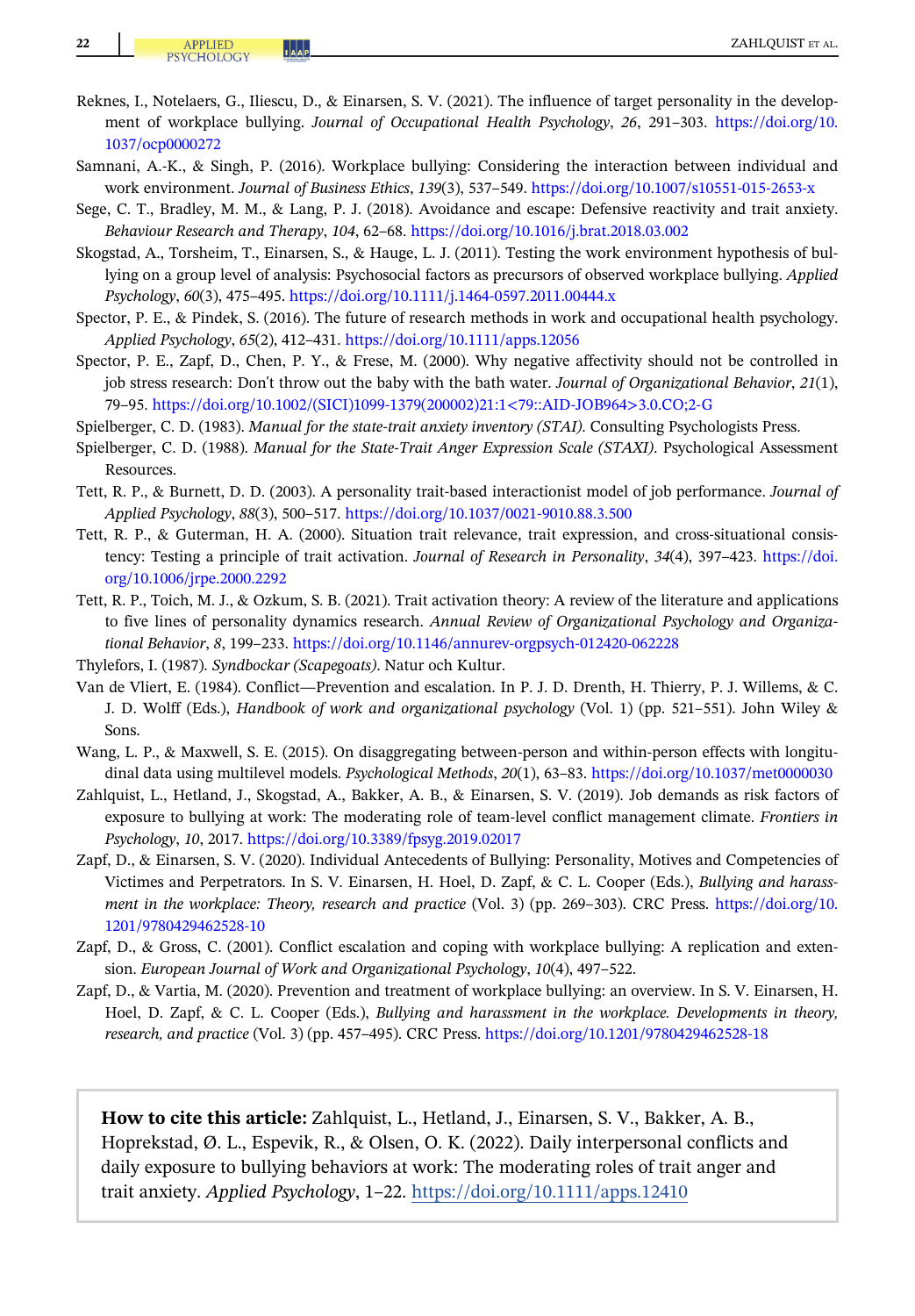Reknes, I., Notelaers, G., Iliescu, D., & Einarsen, S. V. (2021). The influence of target personality in the development of workplace bullying. *Journal of Occupational Health Psychology*, *26*, 291–303. https://doi.org/10.1037/ocp0000272

Samnani, A.-K., & Singh, P. (2016). Workplace bullying: Considering the interaction between individual and work environment. *Journal of Business Ethics*, *139*(3), 537–549. https://doi.org/10.1007/s10551-015-2653-x

Sege, C. T., Bradley, M. M., & Lang, P. J. (2018). Avoidance and escape: Defensive reactivity and trait anxiety. *Behaviour Research and Therapy*, *104*, 62–68. https://doi.org/10.1016/j.brat.2018.03.002

Skogstad, A., Torsheim, T., Einarsen, S., & Hauge, L. J. (2011). Testing the work environment hypothesis of bullying on a group level of analysis: Psychosocial factors as precursors of observed workplace bullying. *Applied Psychology*, *60*(3), 475–495. https://doi.org/10.1111/j.1464-0597.2011.00444.x

Spector, P. E., & Pindek, S. (2016). The future of research methods in work and occupational health psychology. *Applied Psychology*, *65*(2), 412–431. https://doi.org/10.1111/apps.12056

Spector, P. E., Zapf, D., Chen, P. Y., & Frese, M. (2000). Why negative affectivity should not be controlled in job stress research: Don't throw out the baby with the bath water. *Journal of Organizational Behavior*, *21*(1), 79–95. https://doi.org/10.1002/(SICI)1099-1379(200002)21:1<79::AID-JOB964>3.0.CO;2-G

Spielberger, C. D. (1983). *Manual for the state-trait anxiety inventory (STAI)*. Consulting Psychologists Press.

Spielberger, C. D. (1988). *Manual for the State-Trait Anger Expression Scale (STAXI)*. Psychological Assessment Resources.

Tett, R. P., & Burnett, D. D. (2003). A personality trait-based interactionist model of job performance. *Journal of Applied Psychology*, *88*(3), 500–517. https://doi.org/10.1037/0021-9010.88.3.500

Tett, R. P., & Guterman, H. A. (2000). Situation trait relevance, trait expression, and cross-situational consistency: Testing a principle of trait activation. *Journal of Research in Personality*, *34*(4), 397–423. https://doi.org/10.1006/jrpe.2000.2292

Tett, R. P., Toich, M. J., & Ozkum, S. B. (2021). Trait activation theory: A review of the literature and applications to five lines of personality dynamics research. *Annual Review of Organizational Psychology and Organizational Behavior*, *8*, 199–233. https://doi.org/10.1146/annurev-orgpsych-012420-062228

Thylefors, I. (1987). *Syndbockar (Scapegoats)*. Natur och Kultur.

Van de Vliert, E. (1984). Conflict—Prevention and escalation. In P. J. D. Drenth, H. Thierry, P. J. Willems, & C. J. D. Wolff (Eds.), *Handbook of work and organizational psychology* (Vol. 1) (pp. 521–551). John Wiley & Sons.

Wang, L. P., & Maxwell, S. E. (2015). On disaggregating between-person and within-person effects with longitudinal data using multilevel models. *Psychological Methods*, *20*(1), 63–83. https://doi.org/10.1037/met0000030

Zahlquist, L., Hetland, J., Skogstad, A., Bakker, A. B., & Einarsen, S. V. (2019). Job demands as risk factors of exposure to bullying at work: The moderating role of team-level conflict management climate. *Frontiers in Psychology*, *10*, 2017. https://doi.org/10.3389/fpsyg.2019.02017

Zapf, D., & Einarsen, S. V. (2020). Individual Antecedents of Bullying: Personality, Motives and Competencies of Victimes and Perpetrators. In S. V. Einarsen, H. Hoel, D. Zapf, & C. L. Cooper (Eds.), *Bullying and harassment in the workplace: Theory, research and practice* (Vol. 3) (pp. 269–303). CRC Press. https://doi.org/10.1201/9780429462528-10

Zapf, D., & Gross, C. (2001). Conflict escalation and coping with workplace bullying: A replication and extension. *European Journal of Work and Organizational Psychology*, *10*(4), 497–522.

Zapf, D., & Vartia, M. (2020). Prevention and treatment of workplace bullying: an overview. In S. V. Einarsen, H. Hoel, D. Zapf, & C. L. Cooper (Eds.), *Bullying and harassment in the workplace. Developments in theory, research, and practice* (Vol. 3) (pp. 457–495). CRC Press. https://doi.org/10.1201/9780429462528-18

**How to cite this article:** Zahlquist, L., Hetland, J., Einarsen, S. V., Bakker, A. B., Hoprekstad, Ø. L., Espevik, R., & Olsen, O. K. (2022). Daily interpersonal conflicts and daily exposure to bullying behaviors at work: The moderating roles of trait anger and trait anxiety. *Applied Psychology*, 1–22. https://doi.org/10.1111/apps.12410